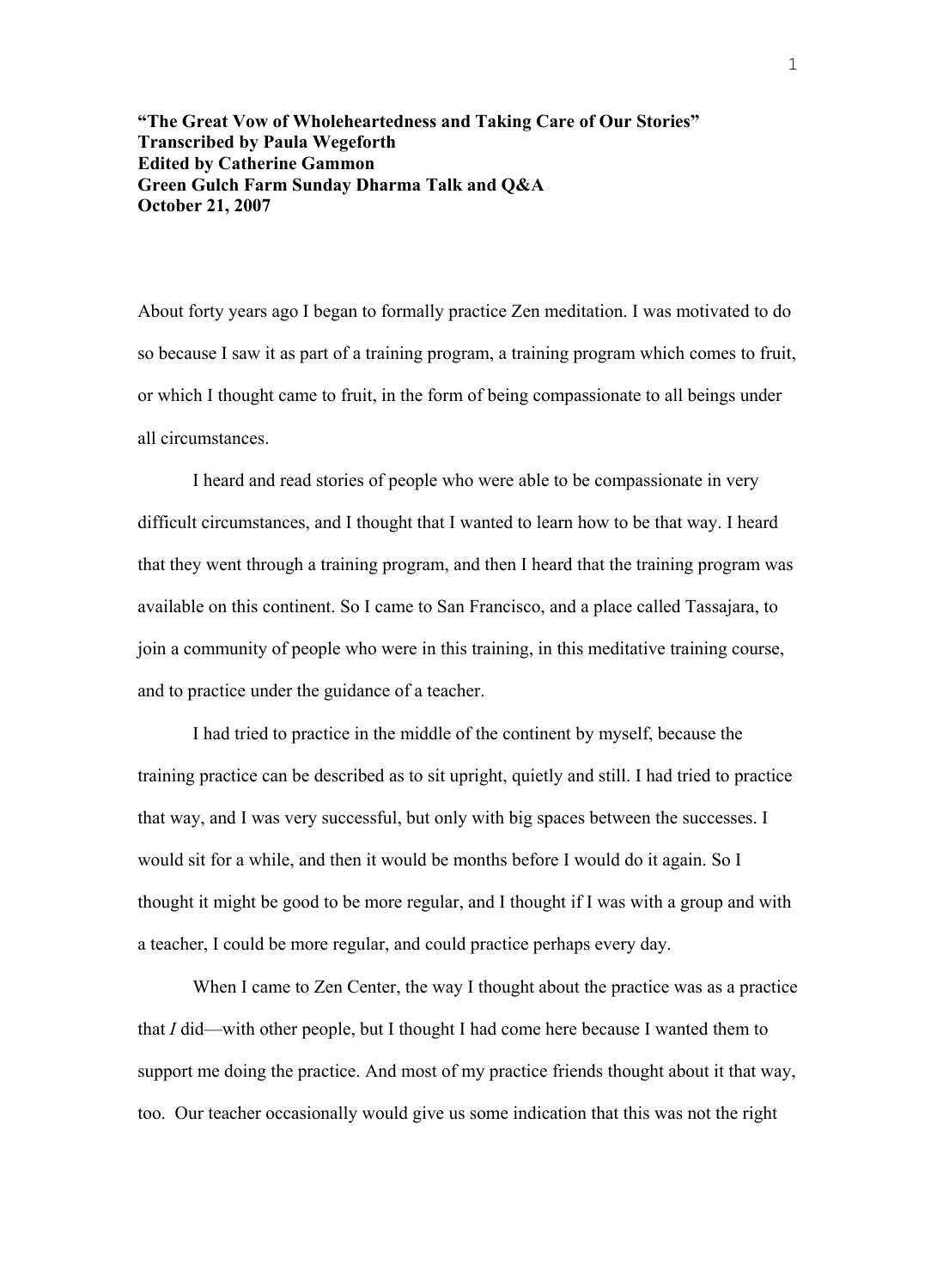**"The Great Vow of Wholeheartedness and Taking Care of Our Stories"**
**Transcribed by Paula Wegeforth**
**Edited by Catherine Gammon**
**Green Gulch Farm Sunday Dharma Talk and Q&A**
**October 21, 2007**

About forty years ago I began to formally practice Zen meditation. I was motivated to do so because I saw it as part of a training program, a training program which comes to fruit, or which I thought came to fruit, in the form of being compassionate to all beings under all circumstances.

I heard and read stories of people who were able to be compassionate in very difficult circumstances, and I thought that I wanted to learn how to be that way. I heard that they went through a training program, and then I heard that the training program was available on this continent. So I came to San Francisco, and a place called Tassajara, to join a community of people who were in this training, in this meditative training course, and to practice under the guidance of a teacher.

I had tried to practice in the middle of the continent by myself, because the training practice can be described as to sit upright, quietly and still. I had tried to practice that way, and I was very successful, but only with big spaces between the successes. I would sit for a while, and then it would be months before I would do it again. So I thought it might be good to be more regular, and I thought if I was with a group and with a teacher, I could be more regular, and could practice perhaps every day.

When I came to Zen Center, the way I thought about the practice was as a practice that *I* did—with other people, but I thought I had come here because I wanted them to support me doing the practice. And most of my practice friends thought about it that way, too. Our teacher occasionally would give us some indication that this was not the right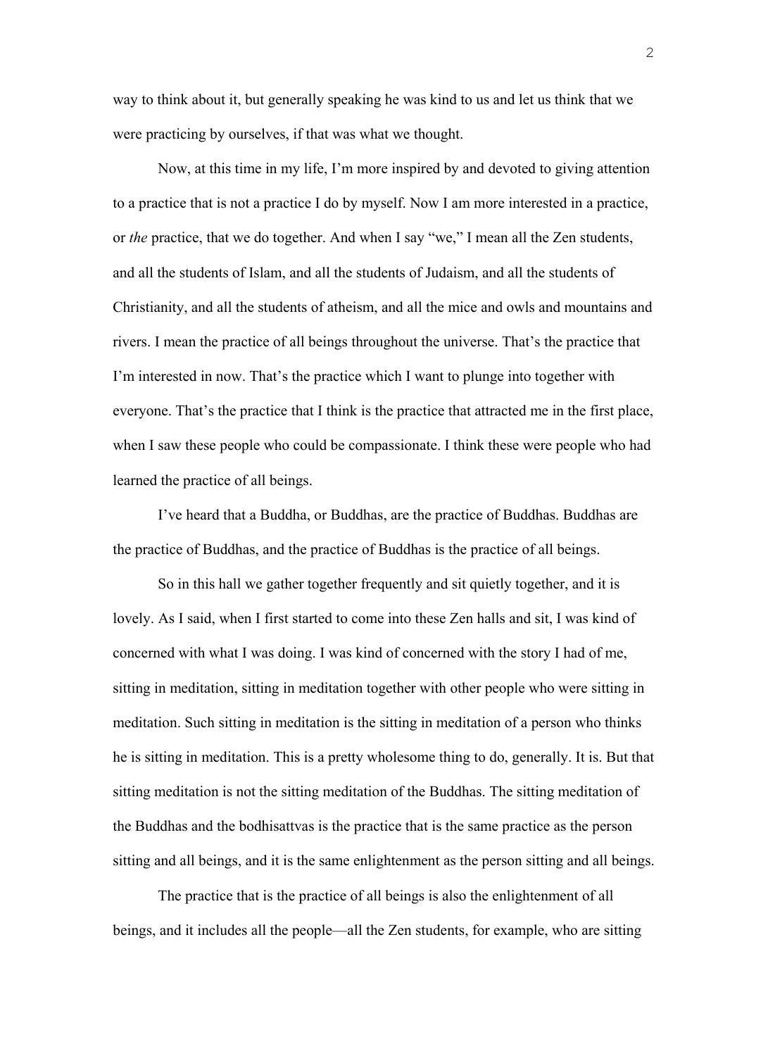way to think about it, but generally speaking he was kind to us and let us think that we were practicing by ourselves, if that was what we thought.

Now, at this time in my life, I'm more inspired by and devoted to giving attention to a practice that is not a practice I do by myself. Now I am more interested in a practice, or *the* practice, that we do together. And when I say "we," I mean all the Zen students, and all the students of Islam, and all the students of Judaism, and all the students of Christianity, and all the students of atheism, and all the mice and owls and mountains and rivers. I mean the practice of all beings throughout the universe. That's the practice that I'm interested in now. That's the practice which I want to plunge into together with everyone. That's the practice that I think is the practice that attracted me in the first place, when I saw these people who could be compassionate. I think these were people who had learned the practice of all beings.

I've heard that a Buddha, or Buddhas, are the practice of Buddhas. Buddhas are the practice of Buddhas, and the practice of Buddhas is the practice of all beings.

So in this hall we gather together frequently and sit quietly together, and it is lovely. As I said, when I first started to come into these Zen halls and sit, I was kind of concerned with what I was doing. I was kind of concerned with the story I had of me, sitting in meditation, sitting in meditation together with other people who were sitting in meditation. Such sitting in meditation is the sitting in meditation of a person who thinks he is sitting in meditation. This is a pretty wholesome thing to do, generally. It is. But that sitting meditation is not the sitting meditation of the Buddhas. The sitting meditation of the Buddhas and the bodhisattvas is the practice that is the same practice as the person sitting and all beings, and it is the same enlightenment as the person sitting and all beings.

The practice that is the practice of all beings is also the enlightenment of all beings, and it includes all the people—all the Zen students, for example, who are sitting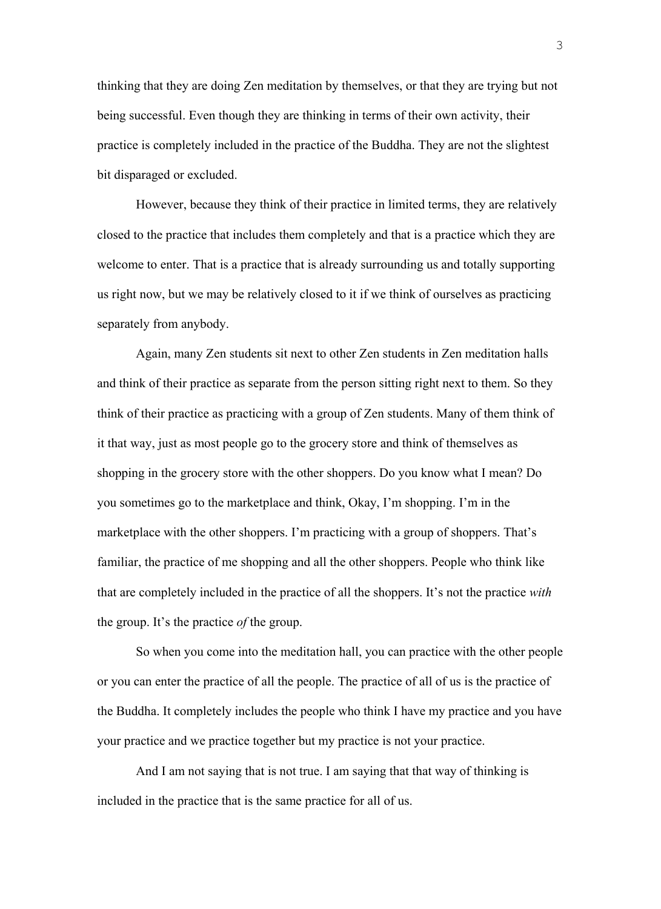thinking that they are doing Zen meditation by themselves, or that they are trying but not being successful. Even though they are thinking in terms of their own activity, their practice is completely included in the practice of the Buddha. They are not the slightest bit disparaged or excluded.

However, because they think of their practice in limited terms, they are relatively closed to the practice that includes them completely and that is a practice which they are welcome to enter. That is a practice that is already surrounding us and totally supporting us right now, but we may be relatively closed to it if we think of ourselves as practicing separately from anybody.

Again, many Zen students sit next to other Zen students in Zen meditation halls and think of their practice as separate from the person sitting right next to them. So they think of their practice as practicing with a group of Zen students. Many of them think of it that way, just as most people go to the grocery store and think of themselves as shopping in the grocery store with the other shoppers. Do you know what I mean? Do you sometimes go to the marketplace and think, Okay, I'm shopping. I'm in the marketplace with the other shoppers. I'm practicing with a group of shoppers. That's familiar, the practice of me shopping and all the other shoppers. People who think like that are completely included in the practice of all the shoppers. It's not the practice *with* the group. It's the practice *of* the group.

So when you come into the meditation hall, you can practice with the other people or you can enter the practice of all the people. The practice of all of us is the practice of the Buddha. It completely includes the people who think I have my practice and you have your practice and we practice together but my practice is not your practice.

And I am not saying that is not true. I am saying that that way of thinking is included in the practice that is the same practice for all of us.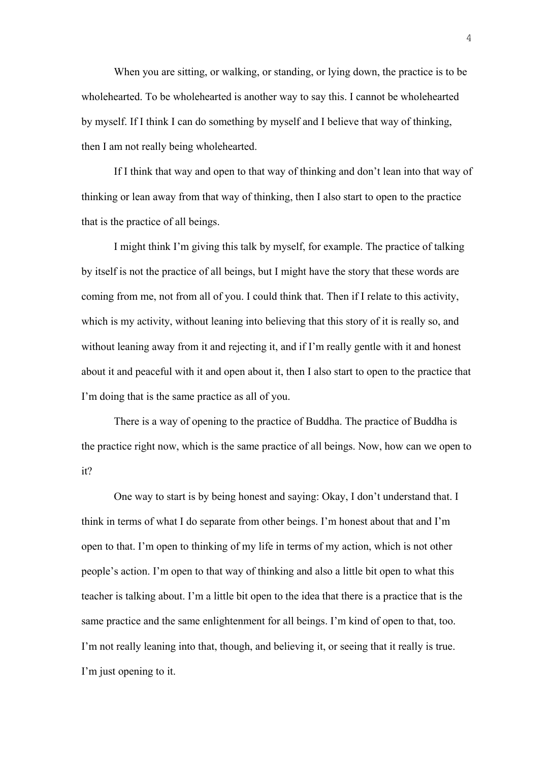When you are sitting, or walking, or standing, or lying down, the practice is to be wholehearted. To be wholehearted is another way to say this. I cannot be wholehearted by myself. If I think I can do something by myself and I believe that way of thinking, then I am not really being wholehearted.

If I think that way and open to that way of thinking and don't lean into that way of thinking or lean away from that way of thinking, then I also start to open to the practice that is the practice of all beings.

I might think I'm giving this talk by myself, for example. The practice of talking by itself is not the practice of all beings, but I might have the story that these words are coming from me, not from all of you. I could think that. Then if I relate to this activity, which is my activity, without leaning into believing that this story of it is really so, and without leaning away from it and rejecting it, and if I'm really gentle with it and honest about it and peaceful with it and open about it, then I also start to open to the practice that I'm doing that is the same practice as all of you.

There is a way of opening to the practice of Buddha. The practice of Buddha is the practice right now, which is the same practice of all beings. Now, how can we open to it?

One way to start is by being honest and saying: Okay, I don't understand that. I think in terms of what I do separate from other beings. I'm honest about that and I'm open to that. I'm open to thinking of my life in terms of my action, which is not other people's action. I'm open to that way of thinking and also a little bit open to what this teacher is talking about. I'm a little bit open to the idea that there is a practice that is the same practice and the same enlightenment for all beings. I'm kind of open to that, too. I'm not really leaning into that, though, and believing it, or seeing that it really is true. I'm just opening to it.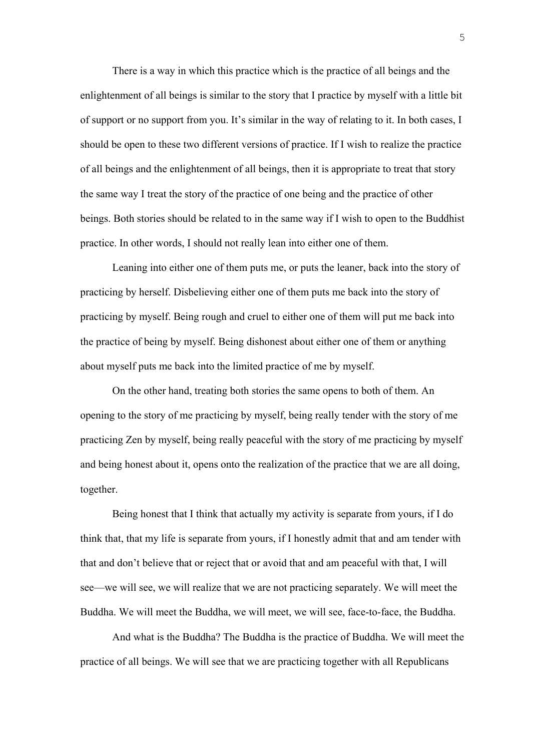There is a way in which this practice which is the practice of all beings and the enlightenment of all beings is similar to the story that I practice by myself with a little bit of support or no support from you. It's similar in the way of relating to it. In both cases, I should be open to these two different versions of practice. If I wish to realize the practice of all beings and the enlightenment of all beings, then it is appropriate to treat that story the same way I treat the story of the practice of one being and the practice of other beings. Both stories should be related to in the same way if I wish to open to the Buddhist practice. In other words, I should not really lean into either one of them.

Leaning into either one of them puts me, or puts the leaner, back into the story of practicing by herself. Disbelieving either one of them puts me back into the story of practicing by myself. Being rough and cruel to either one of them will put me back into the practice of being by myself. Being dishonest about either one of them or anything about myself puts me back into the limited practice of me by myself.

On the other hand, treating both stories the same opens to both of them. An opening to the story of me practicing by myself, being really tender with the story of me practicing Zen by myself, being really peaceful with the story of me practicing by myself and being honest about it, opens onto the realization of the practice that we are all doing, together.

Being honest that I think that actually my activity is separate from yours, if I do think that, that my life is separate from yours, if I honestly admit that and am tender with that and don't believe that or reject that or avoid that and am peaceful with that, I will see—we will see, we will realize that we are not practicing separately. We will meet the Buddha. We will meet the Buddha, we will meet, we will see, face-to-face, the Buddha.

And what is the Buddha? The Buddha is the practice of Buddha. We will meet the practice of all beings. We will see that we are practicing together with all Republicans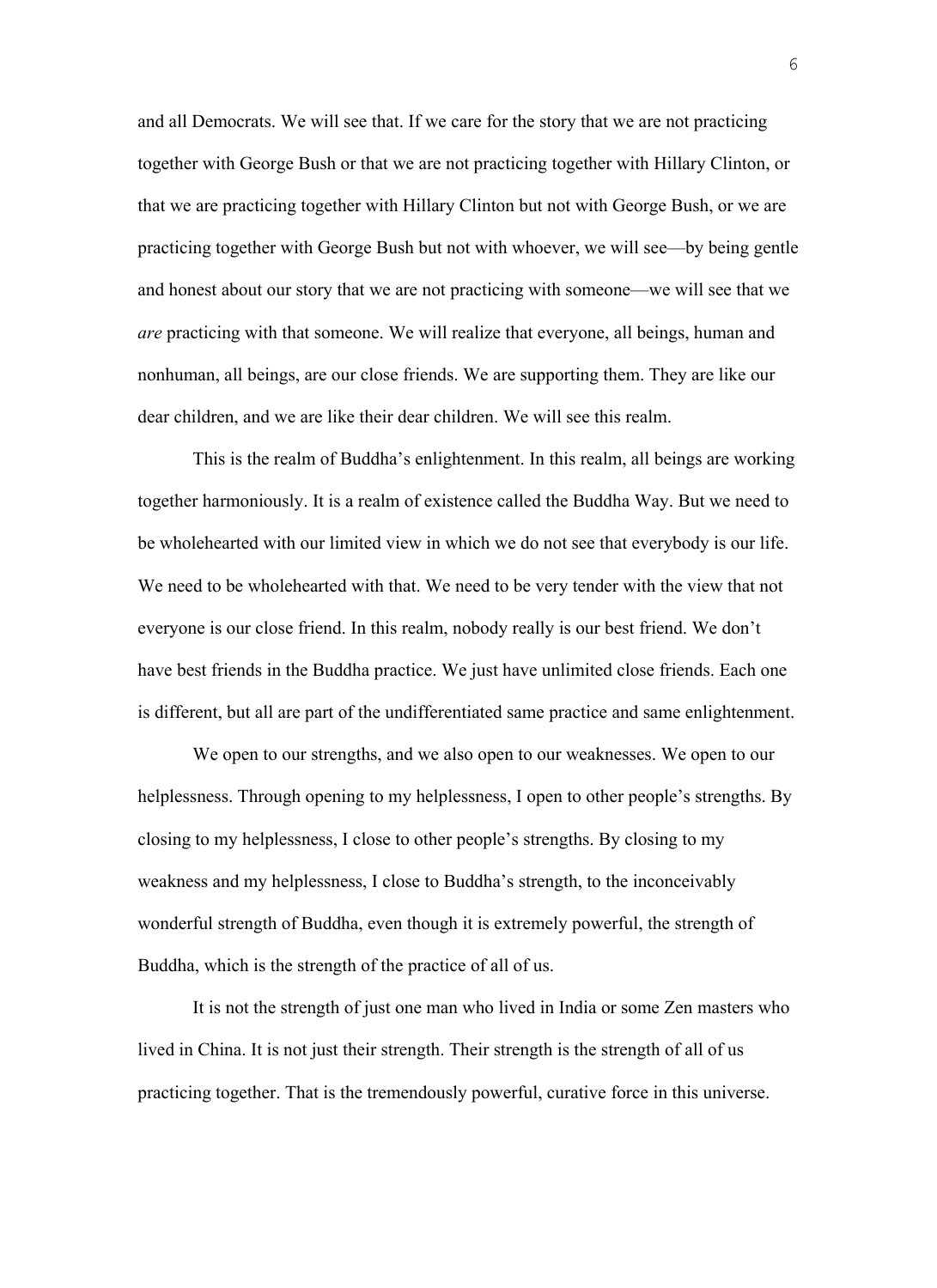and all Democrats. We will see that. If we care for the story that we are not practicing together with George Bush or that we are not practicing together with Hillary Clinton, or that we are practicing together with Hillary Clinton but not with George Bush, or we are practicing together with George Bush but not with whoever, we will see—by being gentle and honest about our story that we are not practicing with someone—we will see that we *are* practicing with that someone. We will realize that everyone, all beings, human and nonhuman, all beings, are our close friends. We are supporting them. They are like our dear children, and we are like their dear children. We will see this realm.

This is the realm of Buddha's enlightenment. In this realm, all beings are working together harmoniously. It is a realm of existence called the Buddha Way. But we need to be wholehearted with our limited view in which we do not see that everybody is our life. We need to be wholehearted with that. We need to be very tender with the view that not everyone is our close friend. In this realm, nobody really is our best friend. We don't have best friends in the Buddha practice. We just have unlimited close friends. Each one is different, but all are part of the undifferentiated same practice and same enlightenment.

We open to our strengths, and we also open to our weaknesses. We open to our helplessness. Through opening to my helplessness, I open to other people's strengths. By closing to my helplessness, I close to other people's strengths. By closing to my weakness and my helplessness, I close to Buddha's strength, to the inconceivably wonderful strength of Buddha, even though it is extremely powerful, the strength of Buddha, which is the strength of the practice of all of us.

It is not the strength of just one man who lived in India or some Zen masters who lived in China. It is not just their strength. Their strength is the strength of all of us practicing together. That is the tremendously powerful, curative force in this universe.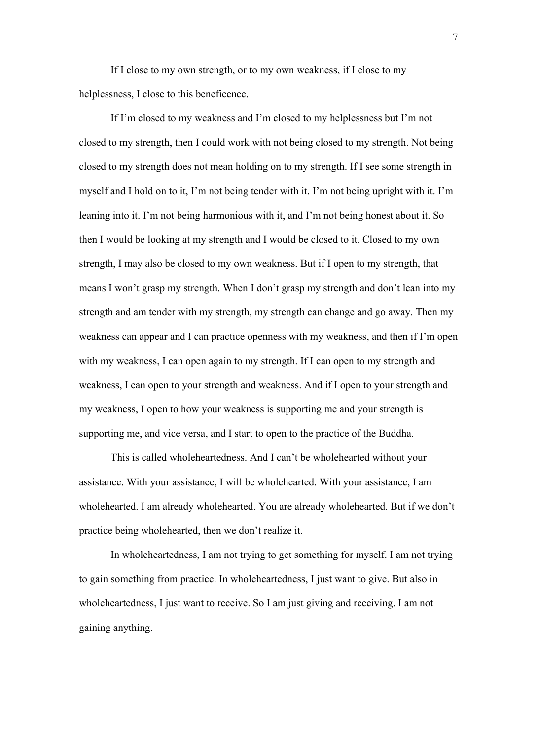If I close to my own strength, or to my own weakness, if I close to my helplessness, I close to this beneficence.

If I'm closed to my weakness and I'm closed to my helplessness but I'm not closed to my strength, then I could work with not being closed to my strength. Not being closed to my strength does not mean holding on to my strength. If I see some strength in myself and I hold on to it, I'm not being tender with it. I'm not being upright with it. I'm leaning into it. I'm not being harmonious with it, and I'm not being honest about it. So then I would be looking at my strength and I would be closed to it. Closed to my own strength, I may also be closed to my own weakness. But if I open to my strength, that means I won't grasp my strength. When I don't grasp my strength and don't lean into my strength and am tender with my strength, my strength can change and go away. Then my weakness can appear and I can practice openness with my weakness, and then if I'm open with my weakness, I can open again to my strength. If I can open to my strength and weakness, I can open to your strength and weakness. And if I open to your strength and my weakness, I open to how your weakness is supporting me and your strength is supporting me, and vice versa, and I start to open to the practice of the Buddha.

This is called wholeheartedness. And I can't be wholehearted without your assistance. With your assistance, I will be wholehearted. With your assistance, I am wholehearted. I am already wholehearted. You are already wholehearted. But if we don't practice being wholehearted, then we don't realize it.

In wholeheartedness, I am not trying to get something for myself. I am not trying to gain something from practice. In wholeheartedness, I just want to give. But also in wholeheartedness, I just want to receive. So I am just giving and receiving. I am not gaining anything.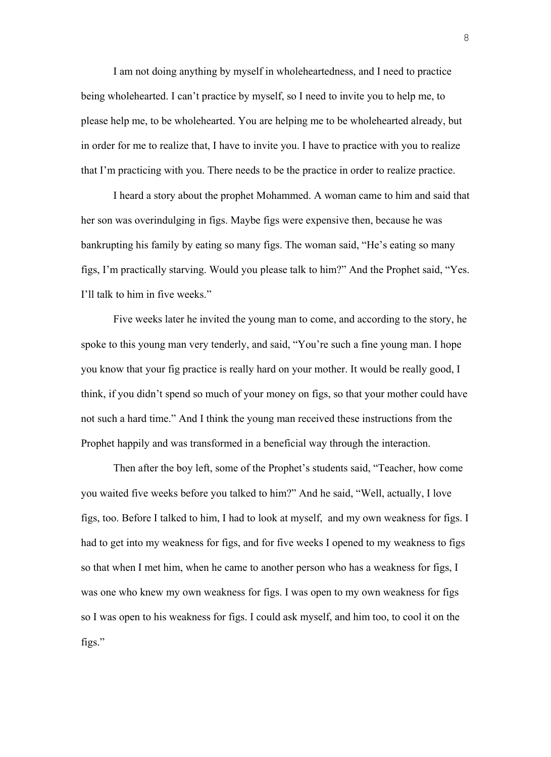I am not doing anything by myself in wholeheartedness, and I need to practice being wholehearted. I can't practice by myself, so I need to invite you to help me, to please help me, to be wholehearted. You are helping me to be wholehearted already, but in order for me to realize that, I have to invite you. I have to practice with you to realize that I'm practicing with you. There needs to be the practice in order to realize practice.

I heard a story about the prophet Mohammed. A woman came to him and said that her son was overindulging in figs. Maybe figs were expensive then, because he was bankrupting his family by eating so many figs. The woman said, "He's eating so many figs, I'm practically starving. Would you please talk to him?" And the Prophet said, "Yes. I'll talk to him in five weeks."

Five weeks later he invited the young man to come, and according to the story, he spoke to this young man very tenderly, and said, "You're such a fine young man. I hope you know that your fig practice is really hard on your mother. It would be really good, I think, if you didn't spend so much of your money on figs, so that your mother could have not such a hard time." And I think the young man received these instructions from the Prophet happily and was transformed in a beneficial way through the interaction.

Then after the boy left, some of the Prophet's students said, "Teacher, how come you waited five weeks before you talked to him?" And he said, "Well, actually, I love figs, too. Before I talked to him, I had to look at myself, and my own weakness for figs. I had to get into my weakness for figs, and for five weeks I opened to my weakness to figs so that when I met him, when he came to another person who has a weakness for figs, I was one who knew my own weakness for figs. I was open to my own weakness for figs so I was open to his weakness for figs. I could ask myself, and him too, to cool it on the figs."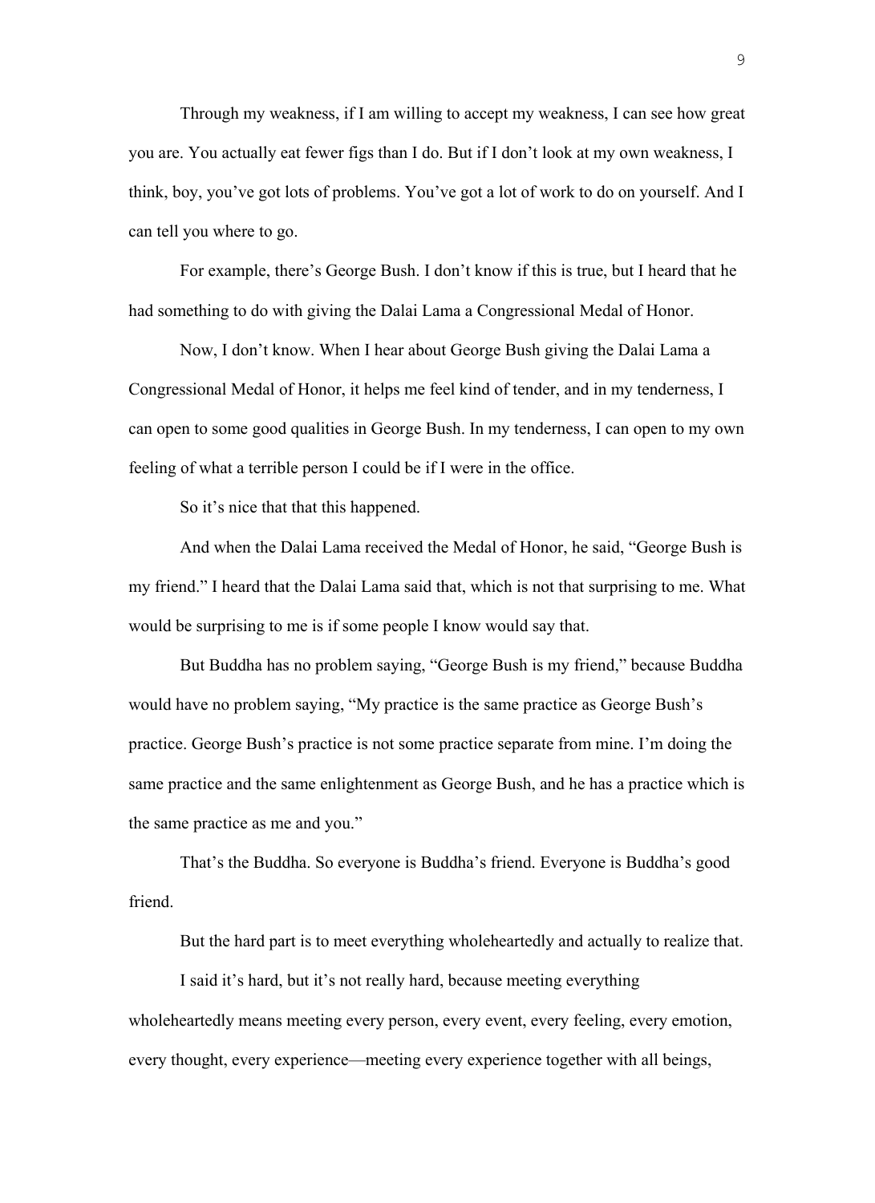Through my weakness, if I am willing to accept my weakness, I can see how great you are. You actually eat fewer figs than I do. But if I don't look at my own weakness, I think, boy, you've got lots of problems. You've got a lot of work to do on yourself. And I can tell you where to go.

For example, there's George Bush. I don't know if this is true, but I heard that he had something to do with giving the Dalai Lama a Congressional Medal of Honor.

Now, I don't know. When I hear about George Bush giving the Dalai Lama a Congressional Medal of Honor, it helps me feel kind of tender, and in my tenderness, I can open to some good qualities in George Bush. In my tenderness, I can open to my own feeling of what a terrible person I could be if I were in the office.

So it's nice that that this happened.

And when the Dalai Lama received the Medal of Honor, he said, "George Bush is my friend." I heard that the Dalai Lama said that, which is not that surprising to me. What would be surprising to me is if some people I know would say that.

But Buddha has no problem saying, "George Bush is my friend," because Buddha would have no problem saying, "My practice is the same practice as George Bush's practice. George Bush's practice is not some practice separate from mine. I'm doing the same practice and the same enlightenment as George Bush, and he has a practice which is the same practice as me and you."

That's the Buddha. So everyone is Buddha's friend. Everyone is Buddha's good friend.

But the hard part is to meet everything wholeheartedly and actually to realize that.

I said it's hard, but it's not really hard, because meeting everything wholeheartedly means meeting every person, every event, every feeling, every emotion, every thought, every experience—meeting every experience together with all beings,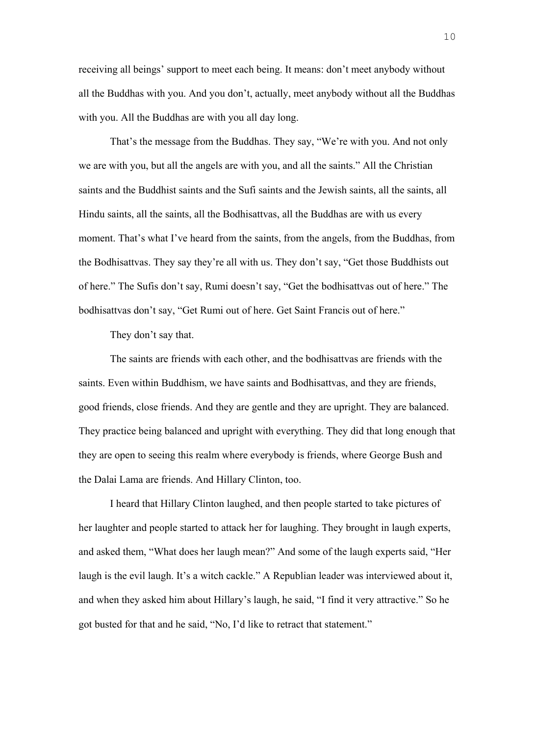receiving all beings' support to meet each being. It means: don't meet anybody without all the Buddhas with you. And you don't, actually, meet anybody without all the Buddhas with you. All the Buddhas are with you all day long.

That's the message from the Buddhas. They say, "We're with you. And not only we are with you, but all the angels are with you, and all the saints." All the Christian saints and the Buddhist saints and the Sufi saints and the Jewish saints, all the saints, all Hindu saints, all the saints, all the Bodhisattvas, all the Buddhas are with us every moment. That's what I've heard from the saints, from the angels, from the Buddhas, from the Bodhisattvas. They say they're all with us. They don't say, "Get those Buddhists out of here." The Sufis don't say, Rumi doesn't say, "Get the bodhisattvas out of here." The bodhisattvas don't say, "Get Rumi out of here. Get Saint Francis out of here."

They don't say that.

The saints are friends with each other, and the bodhisattvas are friends with the saints. Even within Buddhism, we have saints and Bodhisattvas, and they are friends, good friends, close friends. And they are gentle and they are upright. They are balanced. They practice being balanced and upright with everything. They did that long enough that they are open to seeing this realm where everybody is friends, where George Bush and the Dalai Lama are friends. And Hillary Clinton, too.

I heard that Hillary Clinton laughed, and then people started to take pictures of her laughter and people started to attack her for laughing. They brought in laugh experts, and asked them, "What does her laugh mean?" And some of the laugh experts said, "Her laugh is the evil laugh. It's a witch cackle." A Republian leader was interviewed about it, and when they asked him about Hillary's laugh, he said, "I find it very attractive." So he got busted for that and he said, "No, I'd like to retract that statement."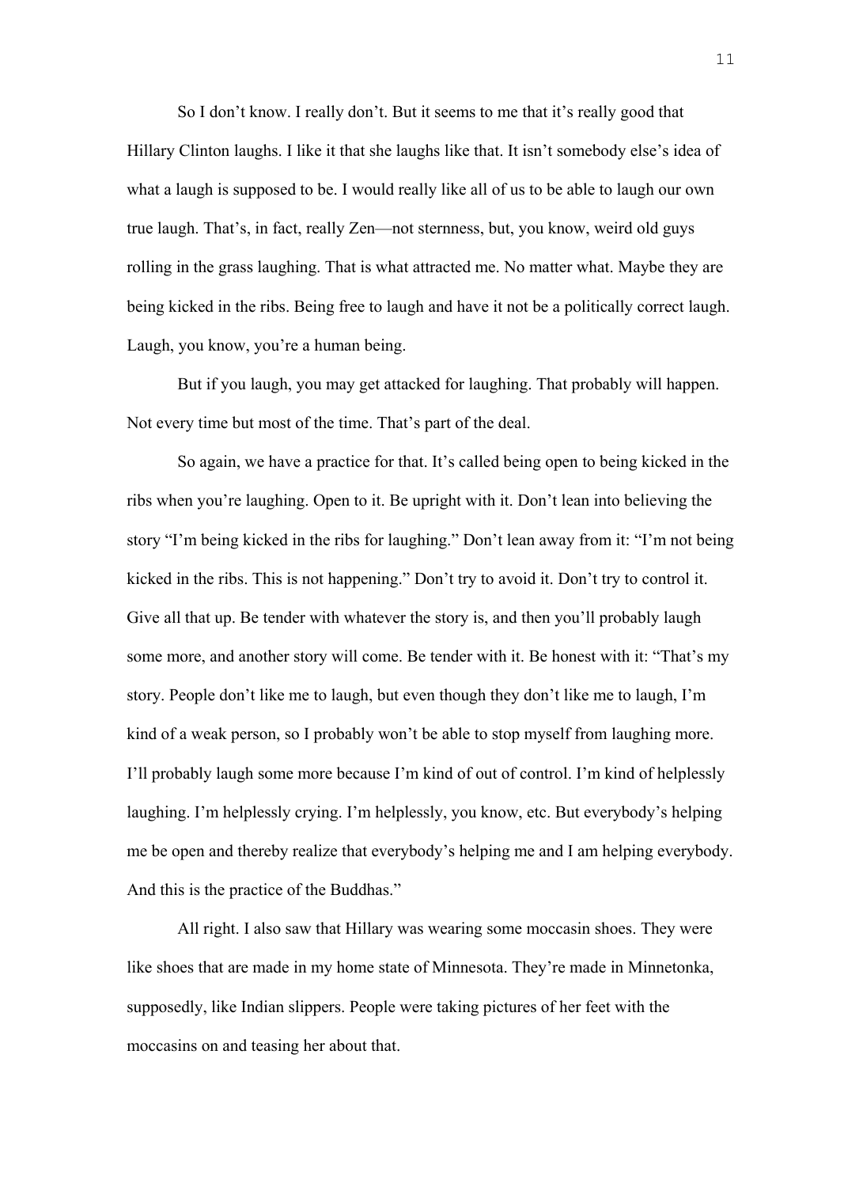So I don't know. I really don't. But it seems to me that it's really good that Hillary Clinton laughs. I like it that she laughs like that. It isn't somebody else's idea of what a laugh is supposed to be. I would really like all of us to be able to laugh our own true laugh. That's, in fact, really Zen—not sternness, but, you know, weird old guys rolling in the grass laughing. That is what attracted me. No matter what. Maybe they are being kicked in the ribs. Being free to laugh and have it not be a politically correct laugh. Laugh, you know, you're a human being.

But if you laugh, you may get attacked for laughing. That probably will happen. Not every time but most of the time. That's part of the deal.

So again, we have a practice for that. It's called being open to being kicked in the ribs when you're laughing. Open to it. Be upright with it. Don't lean into believing the story "I'm being kicked in the ribs for laughing." Don't lean away from it: "I'm not being kicked in the ribs. This is not happening." Don't try to avoid it. Don't try to control it. Give all that up. Be tender with whatever the story is, and then you'll probably laugh some more, and another story will come. Be tender with it. Be honest with it: "That's my story. People don't like me to laugh, but even though they don't like me to laugh, I'm kind of a weak person, so I probably won't be able to stop myself from laughing more. I'll probably laugh some more because I'm kind of out of control. I'm kind of helplessly laughing. I'm helplessly crying. I'm helplessly, you know, etc. But everybody's helping me be open and thereby realize that everybody's helping me and I am helping everybody. And this is the practice of the Buddhas."

All right. I also saw that Hillary was wearing some moccasin shoes. They were like shoes that are made in my home state of Minnesota. They're made in Minnetonka, supposedly, like Indian slippers. People were taking pictures of her feet with the moccasins on and teasing her about that.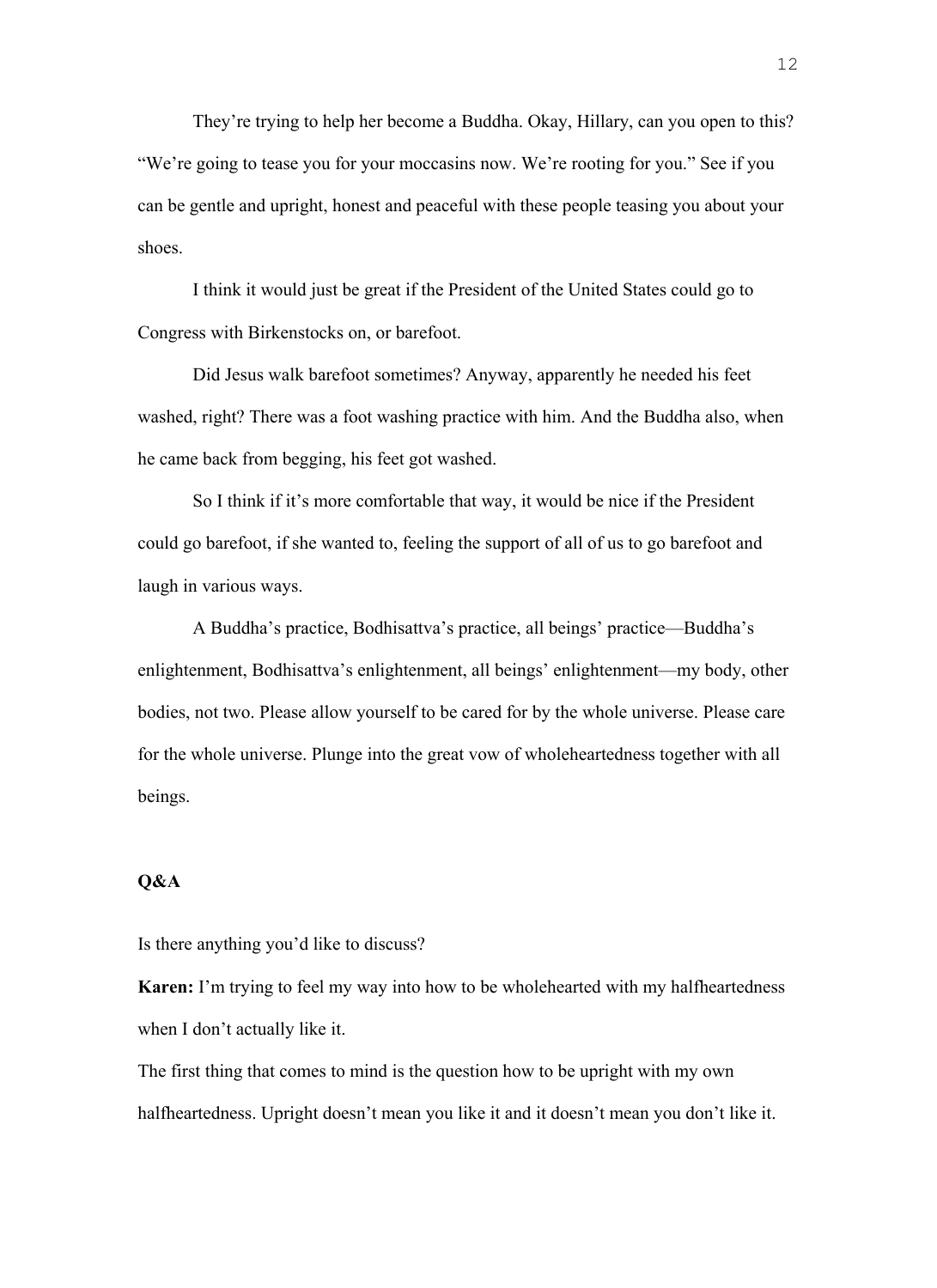They're trying to help her become a Buddha. Okay, Hillary, can you open to this? "We're going to tease you for your moccasins now. We're rooting for you." See if you can be gentle and upright, honest and peaceful with these people teasing you about your shoes.

I think it would just be great if the President of the United States could go to Congress with Birkenstocks on, or barefoot.

Did Jesus walk barefoot sometimes? Anyway, apparently he needed his feet washed, right? There was a foot washing practice with him. And the Buddha also, when he came back from begging, his feet got washed.

So I think if it's more comfortable that way, it would be nice if the President could go barefoot, if she wanted to, feeling the support of all of us to go barefoot and laugh in various ways.

A Buddha's practice, Bodhisattva's practice, all beings' practice—Buddha's enlightenment, Bodhisattva's enlightenment, all beings' enlightenment—my body, other bodies, not two. Please allow yourself to be cared for by the whole universe. Please care for the whole universe. Plunge into the great vow of wholeheartedness together with all beings.

**Q&A**

Is there anything you'd like to discuss?

**Karen:** I'm trying to feel my way into how to be wholehearted with my halfheartedness when I don't actually like it.

The first thing that comes to mind is the question how to be upright with my own halfheartedness. Upright doesn't mean you like it and it doesn't mean you don't like it.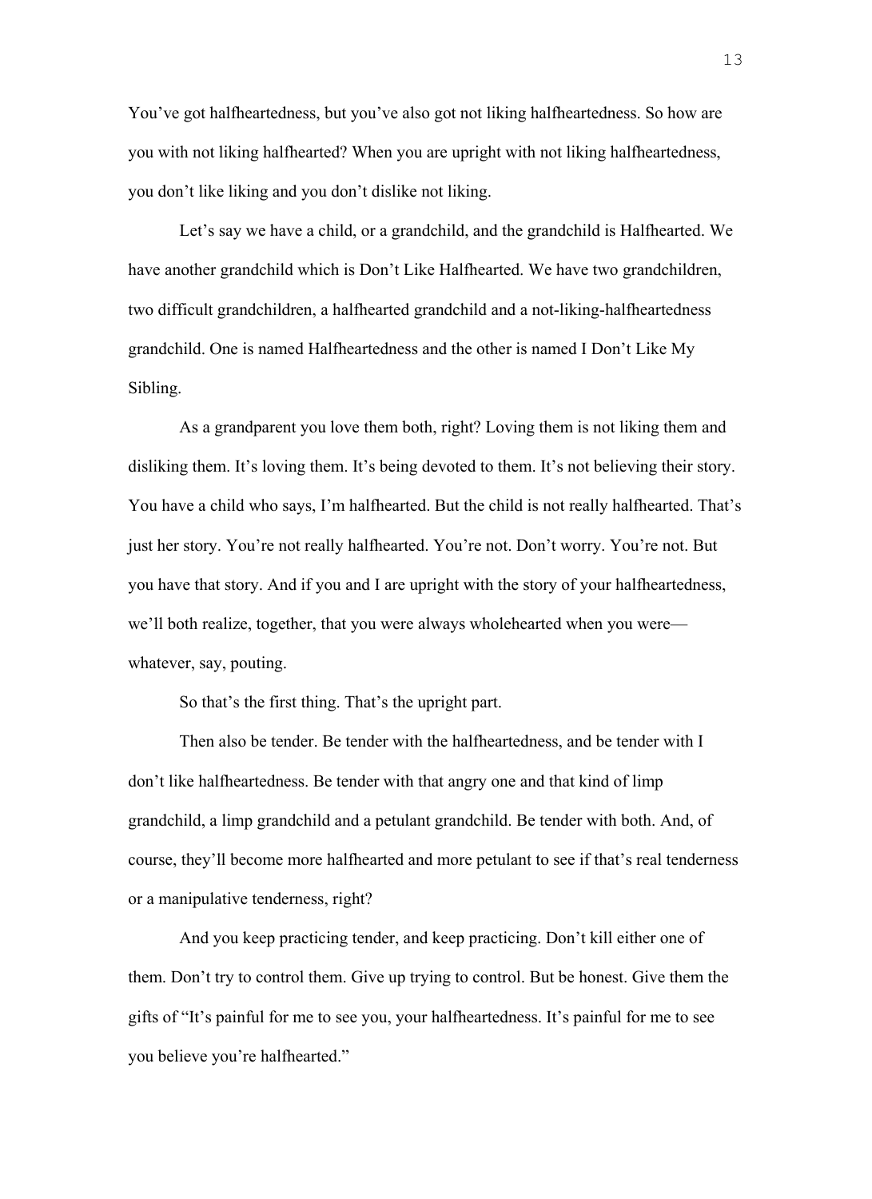You've got halfheartedness, but you've also got not liking halfheartedness. So how are you with not liking halfhearted? When you are upright with not liking halfheartedness, you don't like liking and you don't dislike not liking.

Let's say we have a child, or a grandchild, and the grandchild is Halfhearted. We have another grandchild which is Don't Like Halfhearted. We have two grandchildren, two difficult grandchildren, a halfhearted grandchild and a not-liking-halfheartedness grandchild. One is named Halfheartedness and the other is named I Don't Like My Sibling.

As a grandparent you love them both, right? Loving them is not liking them and disliking them. It's loving them. It's being devoted to them. It's not believing their story. You have a child who says, I'm halfhearted. But the child is not really halfhearted. That's just her story. You're not really halfhearted. You're not. Don't worry. You're not. But you have that story. And if you and I are upright with the story of your halfheartedness, we'll both realize, together, that you were always wholehearted when you were—whatever, say, pouting.

So that's the first thing. That's the upright part.

Then also be tender. Be tender with the halfheartedness, and be tender with I don't like halfheartedness. Be tender with that angry one and that kind of limp grandchild, a limp grandchild and a petulant grandchild. Be tender with both. And, of course, they'll become more halfhearted and more petulant to see if that's real tenderness or a manipulative tenderness, right?

And you keep practicing tender, and keep practicing. Don't kill either one of them. Don't try to control them. Give up trying to control. But be honest. Give them the gifts of "It's painful for me to see you, your halfheartedness. It's painful for me to see you believe you're halfhearted."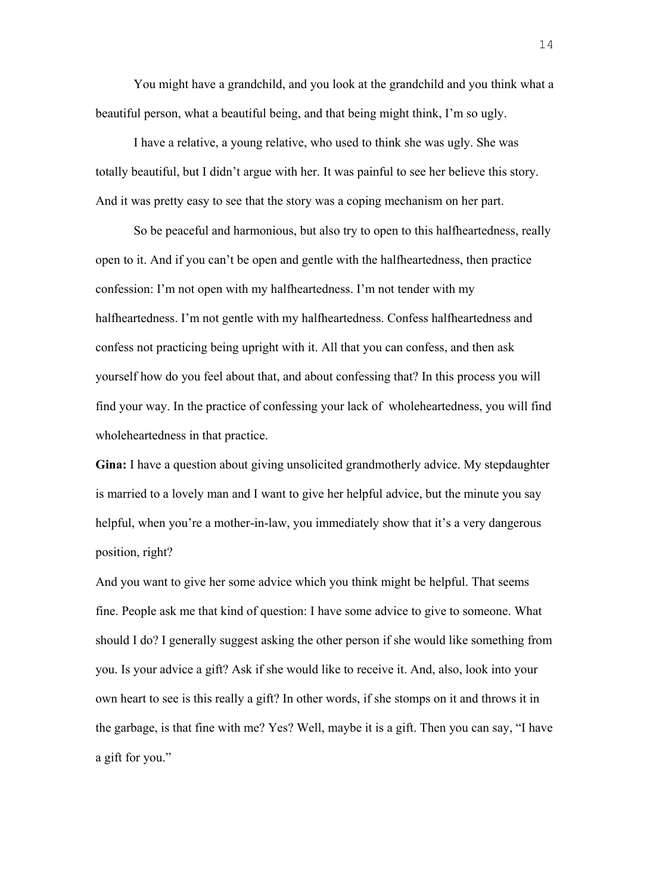You might have a grandchild, and you look at the grandchild and you think what a beautiful person, what a beautiful being, and that being might think, I'm so ugly.

I have a relative, a young relative, who used to think she was ugly. She was totally beautiful, but I didn't argue with her. It was painful to see her believe this story. And it was pretty easy to see that the story was a coping mechanism on her part.

So be peaceful and harmonious, but also try to open to this halfheartedness, really open to it. And if you can't be open and gentle with the halfheartedness, then practice confession: I'm not open with my halfheartedness. I'm not tender with my halfheartedness. I'm not gentle with my halfheartedness. Confess halfheartedness and confess not practicing being upright with it. All that you can confess, and then ask yourself how do you feel about that, and about confessing that? In this process you will find your way. In the practice of confessing your lack of wholeheartedness, you will find wholeheartedness in that practice.

**Gina:** I have a question about giving unsolicited grandmotherly advice. My stepdaughter is married to a lovely man and I want to give her helpful advice, but the minute you say helpful, when you're a mother-in-law, you immediately show that it's a very dangerous position, right?

And you want to give her some advice which you think might be helpful. That seems fine. People ask me that kind of question: I have some advice to give to someone. What should I do? I generally suggest asking the other person if she would like something from you. Is your advice a gift? Ask if she would like to receive it. And, also, look into your own heart to see is this really a gift? In other words, if she stomps on it and throws it in the garbage, is that fine with me? Yes? Well, maybe it is a gift. Then you can say, "I have a gift for you."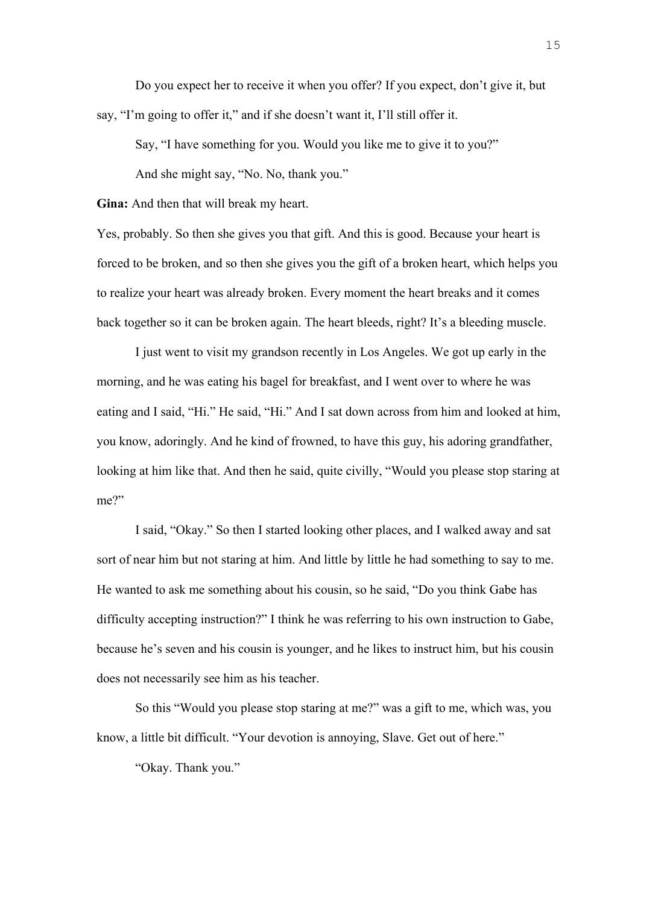Do you expect her to receive it when you offer? If you expect, don't give it, but say, "I'm going to offer it," and if she doesn't want it, I'll still offer it.

Say, "I have something for you. Would you like me to give it to you?"

And she might say, "No. No, thank you."

**Gina:** And then that will break my heart.

Yes, probably. So then she gives you that gift. And this is good. Because your heart is forced to be broken, and so then she gives you the gift of a broken heart, which helps you to realize your heart was already broken. Every moment the heart breaks and it comes back together so it can be broken again. The heart bleeds, right? It's a bleeding muscle.

I just went to visit my grandson recently in Los Angeles. We got up early in the morning, and he was eating his bagel for breakfast, and I went over to where he was eating and I said, "Hi." He said, "Hi." And I sat down across from him and looked at him, you know, adoringly. And he kind of frowned, to have this guy, his adoring grandfather, looking at him like that. And then he said, quite civilly, "Would you please stop staring at me?"

I said, "Okay." So then I started looking other places, and I walked away and sat sort of near him but not staring at him. And little by little he had something to say to me. He wanted to ask me something about his cousin, so he said, "Do you think Gabe has difficulty accepting instruction?" I think he was referring to his own instruction to Gabe, because he's seven and his cousin is younger, and he likes to instruct him, but his cousin does not necessarily see him as his teacher.

So this "Would you please stop staring at me?" was a gift to me, which was, you know, a little bit difficult. "Your devotion is annoying, Slave. Get out of here."

"Okay. Thank you."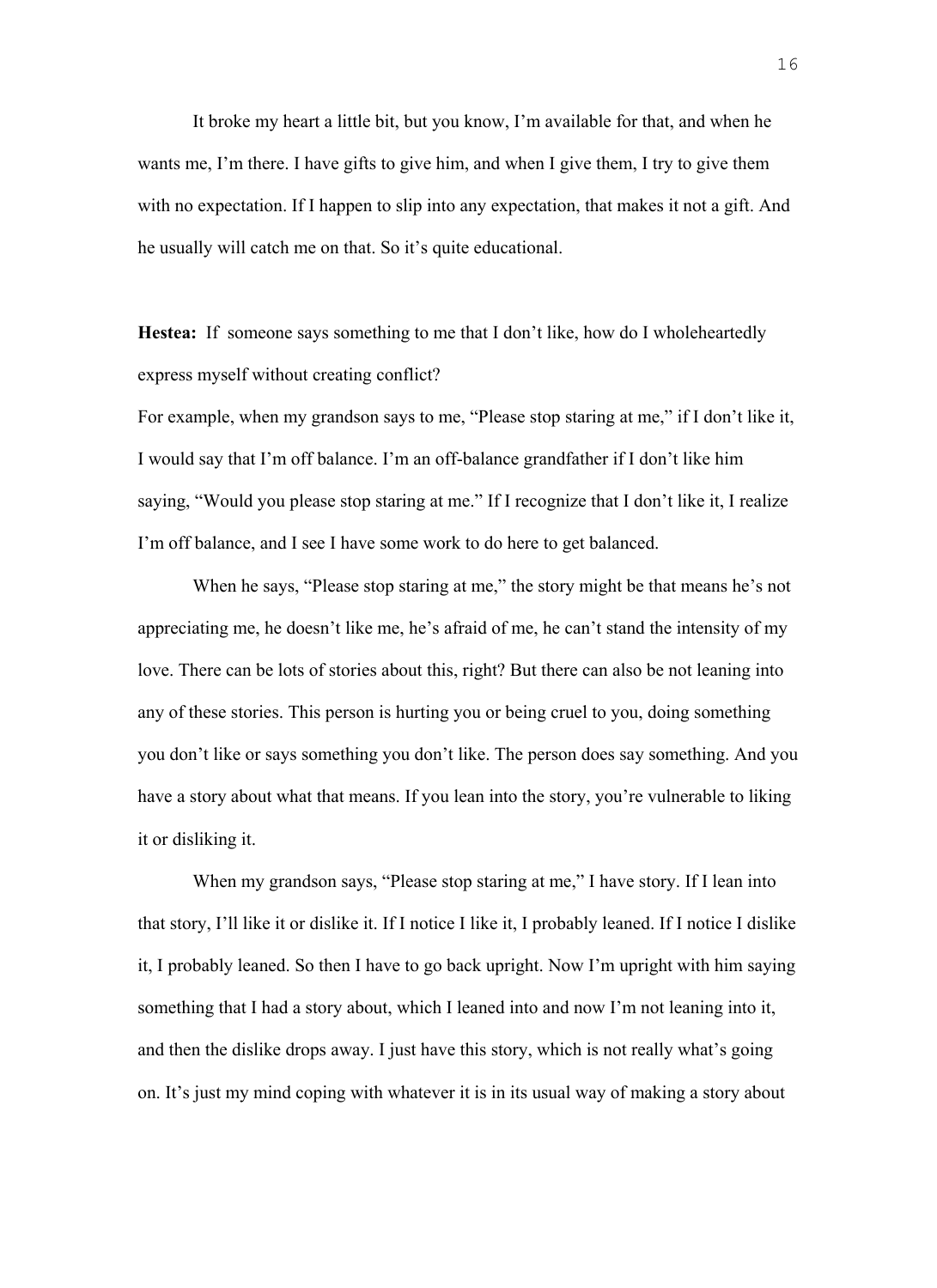It broke my heart a little bit, but you know, I'm available for that, and when he wants me, I'm there. I have gifts to give him, and when I give them, I try to give them with no expectation. If I happen to slip into any expectation, that makes it not a gift. And he usually will catch me on that. So it's quite educational.

**Hestea:** If someone says something to me that I don't like, how do I wholeheartedly express myself without creating conflict?

For example, when my grandson says to me, "Please stop staring at me," if I don't like it, I would say that I'm off balance. I'm an off-balance grandfather if I don't like him saying, "Would you please stop staring at me." If I recognize that I don't like it, I realize I'm off balance, and I see I have some work to do here to get balanced.

When he says, "Please stop staring at me," the story might be that means he's not appreciating me, he doesn't like me, he's afraid of me, he can't stand the intensity of my love. There can be lots of stories about this, right? But there can also be not leaning into any of these stories. This person is hurting you or being cruel to you, doing something you don't like or says something you don't like. The person does say something. And you have a story about what that means. If you lean into the story, you're vulnerable to liking it or disliking it.

When my grandson says, "Please stop staring at me," I have story. If I lean into that story, I'll like it or dislike it. If I notice I like it, I probably leaned. If I notice I dislike it, I probably leaned. So then I have to go back upright. Now I'm upright with him saying something that I had a story about, which I leaned into and now I'm not leaning into it, and then the dislike drops away. I just have this story, which is not really what's going on. It's just my mind coping with whatever it is in its usual way of making a story about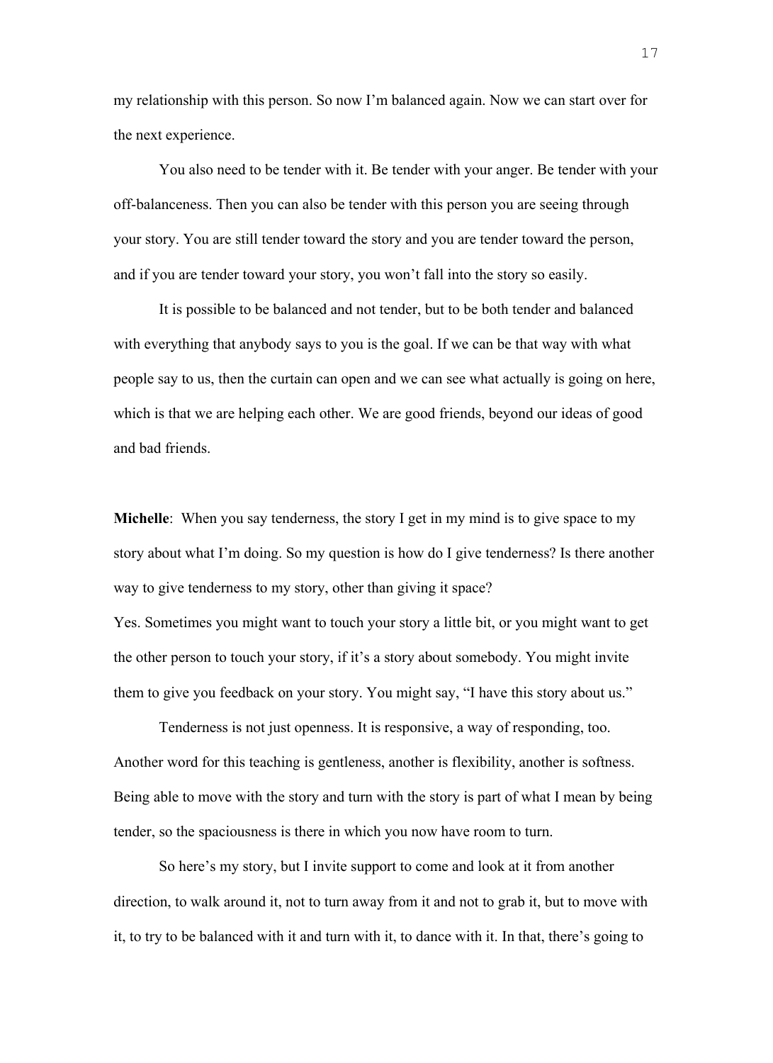my relationship with this person. So now I'm balanced again. Now we can start over for the next experience.

You also need to be tender with it. Be tender with your anger. Be tender with your off-balanceness. Then you can also be tender with this person you are seeing through your story. You are still tender toward the story and you are tender toward the person, and if you are tender toward your story, you won't fall into the story so easily.

It is possible to be balanced and not tender, but to be both tender and balanced with everything that anybody says to you is the goal. If we can be that way with what people say to us, then the curtain can open and we can see what actually is going on here, which is that we are helping each other. We are good friends, beyond our ideas of good and bad friends.

**Michelle**: When you say tenderness, the story I get in my mind is to give space to my story about what I'm doing. So my question is how do I give tenderness? Is there another way to give tenderness to my story, other than giving it space?

Yes. Sometimes you might want to touch your story a little bit, or you might want to get the other person to touch your story, if it's a story about somebody. You might invite them to give you feedback on your story. You might say, "I have this story about us."

Tenderness is not just openness. It is responsive, a way of responding, too. Another word for this teaching is gentleness, another is flexibility, another is softness. Being able to move with the story and turn with the story is part of what I mean by being tender, so the spaciousness is there in which you now have room to turn.

So here's my story, but I invite support to come and look at it from another direction, to walk around it, not to turn away from it and not to grab it, but to move with it, to try to be balanced with it and turn with it, to dance with it. In that, there's going to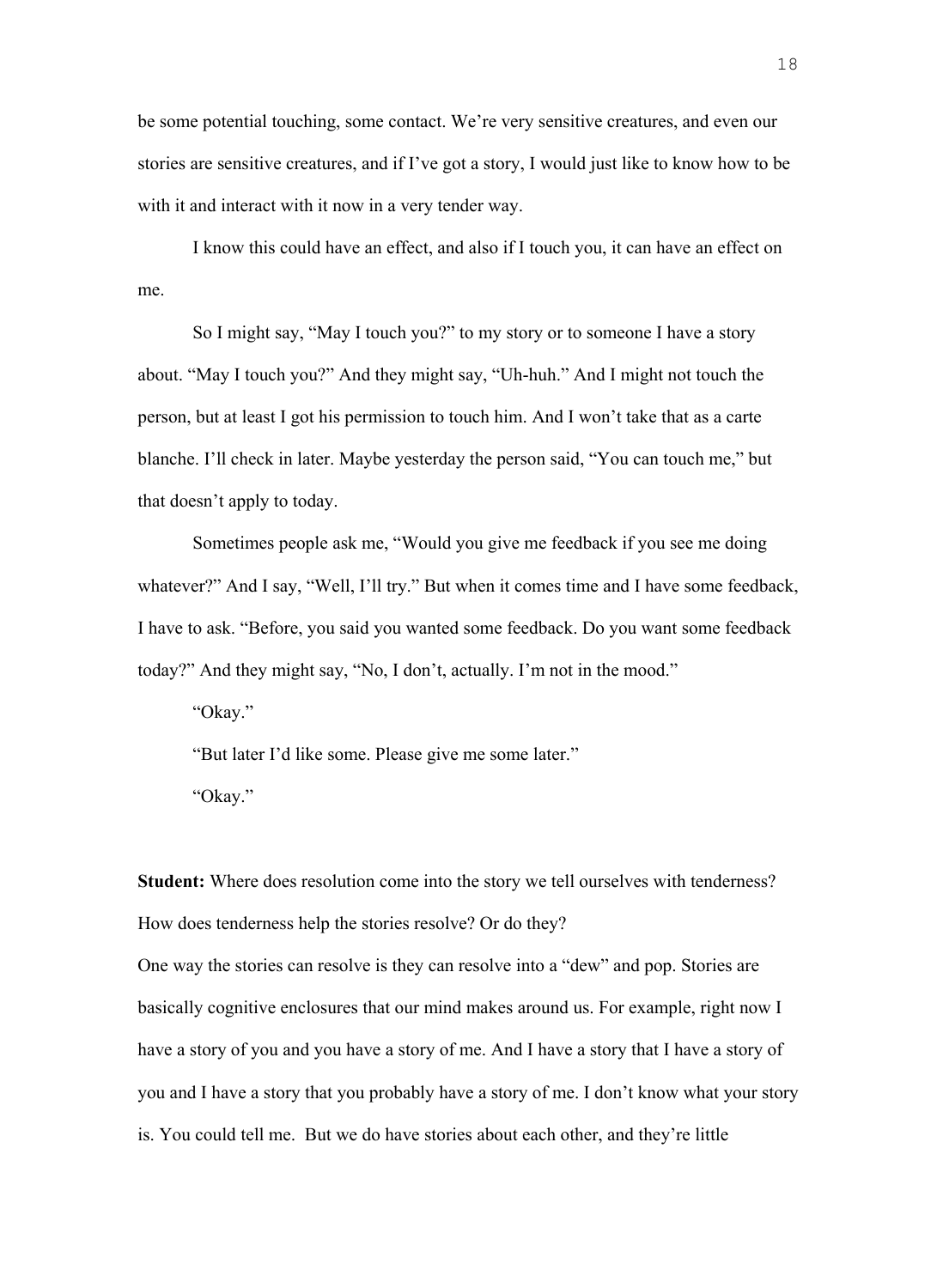be some potential touching, some contact. We're very sensitive creatures, and even our stories are sensitive creatures, and if I've got a story, I would just like to know how to be with it and interact with it now in a very tender way.

I know this could have an effect, and also if I touch you, it can have an effect on me.

So I might say, "May I touch you?" to my story or to someone I have a story about. "May I touch you?" And they might say, "Uh-huh." And I might not touch the person, but at least I got his permission to touch him. And I won't take that as a carte blanche. I'll check in later. Maybe yesterday the person said, "You can touch me," but that doesn't apply to today.

Sometimes people ask me, "Would you give me feedback if you see me doing whatever?" And I say, "Well, I'll try." But when it comes time and I have some feedback, I have to ask. "Before, you said you wanted some feedback. Do you want some feedback today?" And they might say, "No, I don't, actually. I'm not in the mood."

"Okay."

"But later I'd like some. Please give me some later."

"Okay."

**Student:** Where does resolution come into the story we tell ourselves with tenderness? How does tenderness help the stories resolve? Or do they?

One way the stories can resolve is they can resolve into a "dew" and pop. Stories are basically cognitive enclosures that our mind makes around us. For example, right now I have a story of you and you have a story of me. And I have a story that I have a story of you and I have a story that you probably have a story of me. I don't know what your story is. You could tell me. But we do have stories about each other, and they're little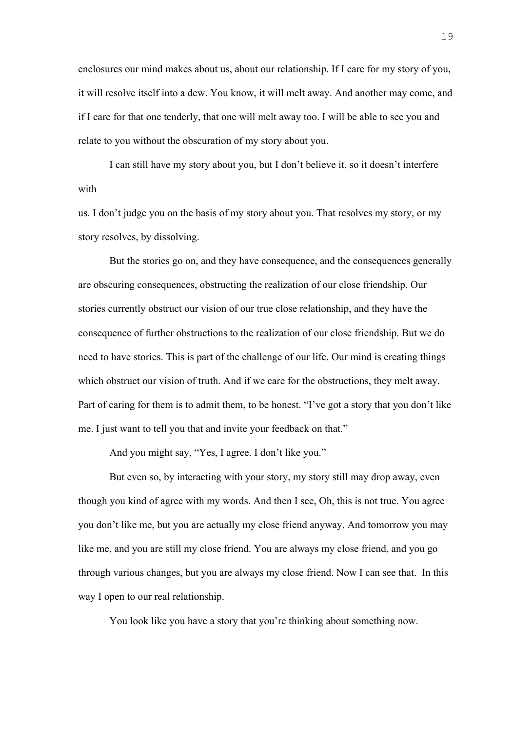enclosures our mind makes about us, about our relationship. If I care for my story of you, it will resolve itself into a dew. You know, it will melt away. And another may come, and if I care for that one tenderly, that one will melt away too. I will be able to see you and relate to you without the obscuration of my story about you.

I can still have my story about you, but I don't believe it, so it doesn't interfere with us. I don't judge you on the basis of my story about you. That resolves my story, or my story resolves, by dissolving.

But the stories go on, and they have consequence, and the consequences generally are obscuring consequences, obstructing the realization of our close friendship. Our stories currently obstruct our vision of our true close relationship, and they have the consequence of further obstructions to the realization of our close friendship. But we do need to have stories. This is part of the challenge of our life. Our mind is creating things which obstruct our vision of truth. And if we care for the obstructions, they melt away. Part of caring for them is to admit them, to be honest. "I've got a story that you don't like me. I just want to tell you that and invite your feedback on that."

And you might say, "Yes, I agree. I don't like you."

But even so, by interacting with your story, my story still may drop away, even though you kind of agree with my words. And then I see, Oh, this is not true. You agree you don't like me, but you are actually my close friend anyway. And tomorrow you may like me, and you are still my close friend. You are always my close friend, and you go through various changes, but you are always my close friend. Now I can see that. In this way I open to our real relationship.

You look like you have a story that you're thinking about something now.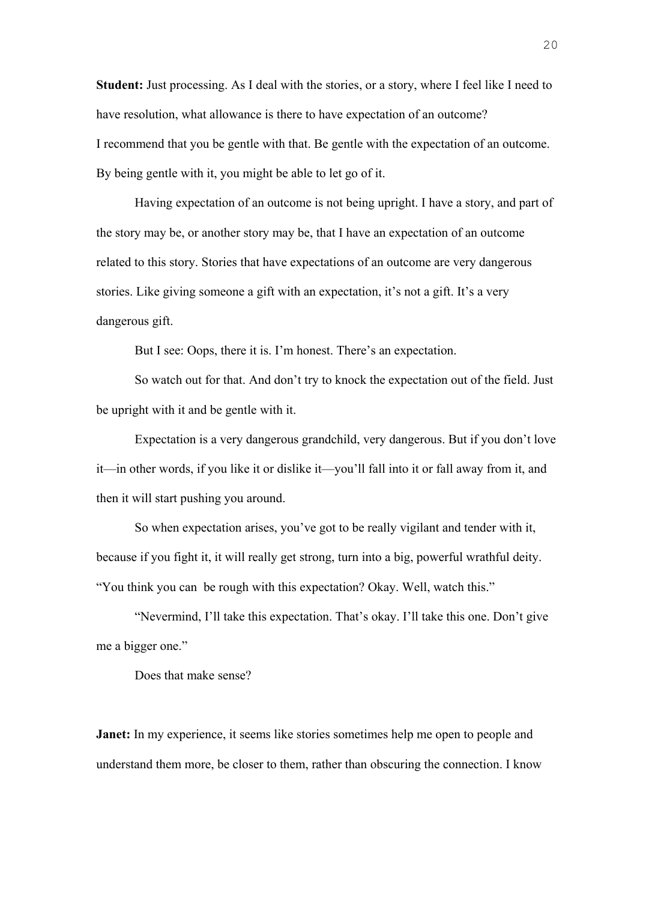**Student:** Just processing. As I deal with the stories, or a story, where I feel like I need to have resolution, what allowance is there to have expectation of an outcome?

I recommend that you be gentle with that. Be gentle with the expectation of an outcome. By being gentle with it, you might be able to let go of it.

Having expectation of an outcome is not being upright. I have a story, and part of the story may be, or another story may be, that I have an expectation of an outcome related to this story. Stories that have expectations of an outcome are very dangerous stories. Like giving someone a gift with an expectation, it's not a gift. It's a very dangerous gift.

But I see: Oops, there it is. I'm honest. There's an expectation.

So watch out for that. And don't try to knock the expectation out of the field. Just be upright with it and be gentle with it.

Expectation is a very dangerous grandchild, very dangerous. But if you don't love it—in other words, if you like it or dislike it—you'll fall into it or fall away from it, and then it will start pushing you around.

So when expectation arises, you've got to be really vigilant and tender with it, because if you fight it, it will really get strong, turn into a big, powerful wrathful deity. "You think you can be rough with this expectation? Okay. Well, watch this."

"Nevermind, I'll take this expectation. That's okay. I'll take this one. Don't give me a bigger one."

Does that make sense?

**Janet:** In my experience, it seems like stories sometimes help me open to people and understand them more, be closer to them, rather than obscuring the connection. I know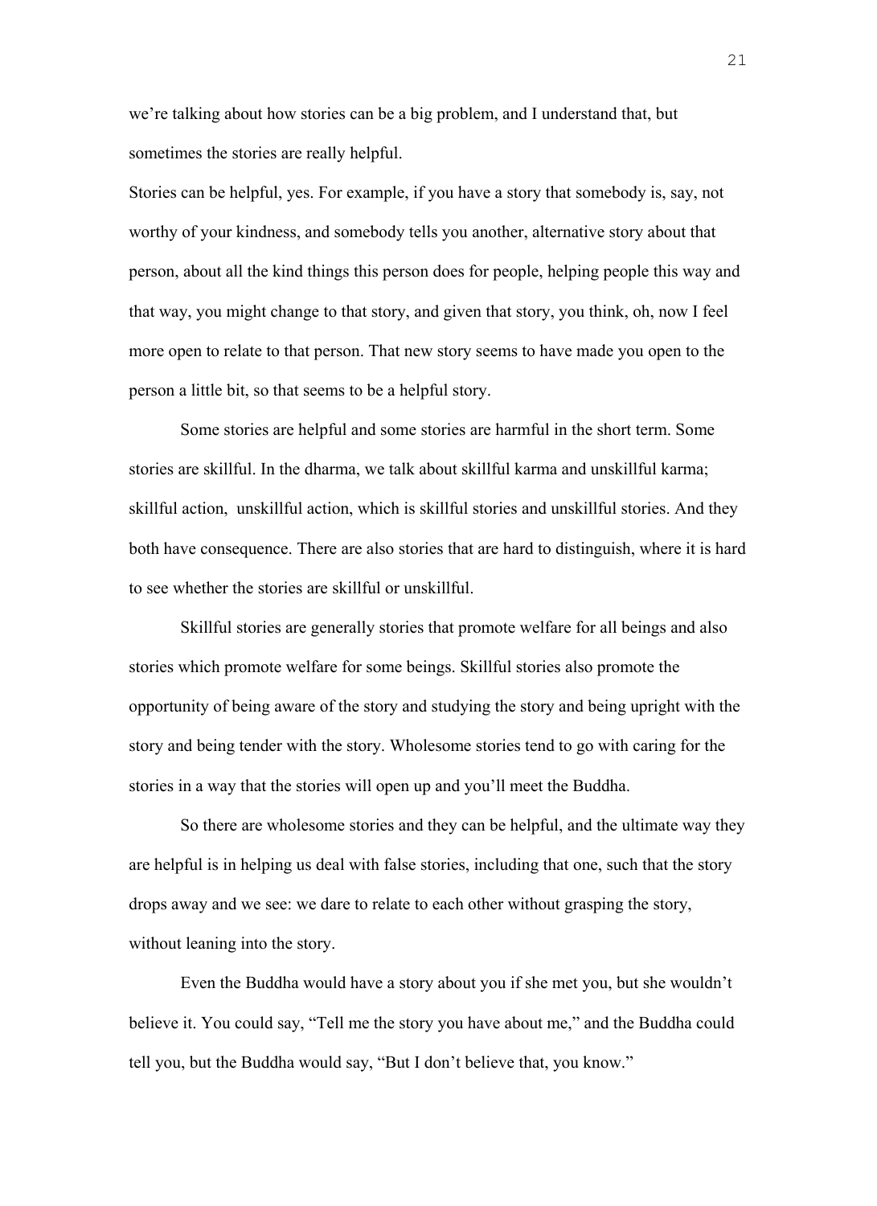we're talking about how stories can be a big problem, and I understand that, but sometimes the stories are really helpful.

Stories can be helpful, yes. For example, if you have a story that somebody is, say, not worthy of your kindness, and somebody tells you another, alternative story about that person, about all the kind things this person does for people, helping people this way and that way, you might change to that story, and given that story, you think, oh, now I feel more open to relate to that person. That new story seems to have made you open to the person a little bit, so that seems to be a helpful story.

Some stories are helpful and some stories are harmful in the short term. Some stories are skillful. In the dharma, we talk about skillful karma and unskillful karma; skillful action,  unskillful action, which is skillful stories and unskillful stories. And they both have consequence. There are also stories that are hard to distinguish, where it is hard to see whether the stories are skillful or unskillful.

Skillful stories are generally stories that promote welfare for all beings and also stories which promote welfare for some beings. Skillful stories also promote the opportunity of being aware of the story and studying the story and being upright with the story and being tender with the story. Wholesome stories tend to go with caring for the stories in a way that the stories will open up and you'll meet the Buddha.

So there are wholesome stories and they can be helpful, and the ultimate way they are helpful is in helping us deal with false stories, including that one, such that the story drops away and we see: we dare to relate to each other without grasping the story, without leaning into the story.

Even the Buddha would have a story about you if she met you, but she wouldn't believe it. You could say, "Tell me the story you have about me," and the Buddha could tell you, but the Buddha would say, "But I don't believe that, you know."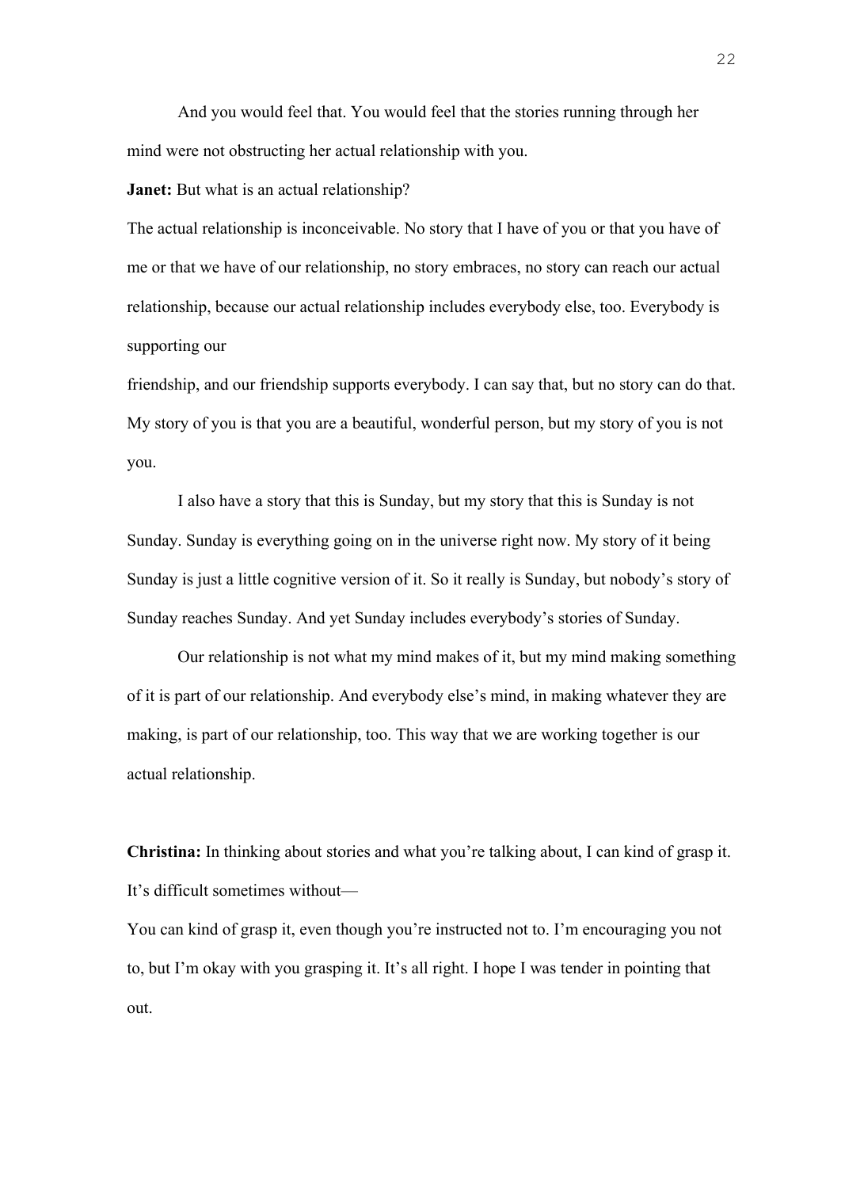And you would feel that. You would feel that the stories running through her mind were not obstructing her actual relationship with you.

**Janet:** But what is an actual relationship?

The actual relationship is inconceivable. No story that I have of you or that you have of me or that we have of our relationship, no story embraces, no story can reach our actual relationship, because our actual relationship includes everybody else, too. Everybody is supporting our friendship, and our friendship supports everybody. I can say that, but no story can do that. My story of you is that you are a beautiful, wonderful person, but my story of you is not you.

I also have a story that this is Sunday, but my story that this is Sunday is not Sunday. Sunday is everything going on in the universe right now. My story of it being Sunday is just a little cognitive version of it. So it really is Sunday, but nobody's story of Sunday reaches Sunday. And yet Sunday includes everybody's stories of Sunday.

Our relationship is not what my mind makes of it, but my mind making something of it is part of our relationship. And everybody else's mind, in making whatever they are making, is part of our relationship, too. This way that we are working together is our actual relationship.

**Christina:** In thinking about stories and what you're talking about, I can kind of grasp it. It's difficult sometimes without—

You can kind of grasp it, even though you're instructed not to. I'm encouraging you not to, but I'm okay with you grasping it. It's all right. I hope I was tender in pointing that out.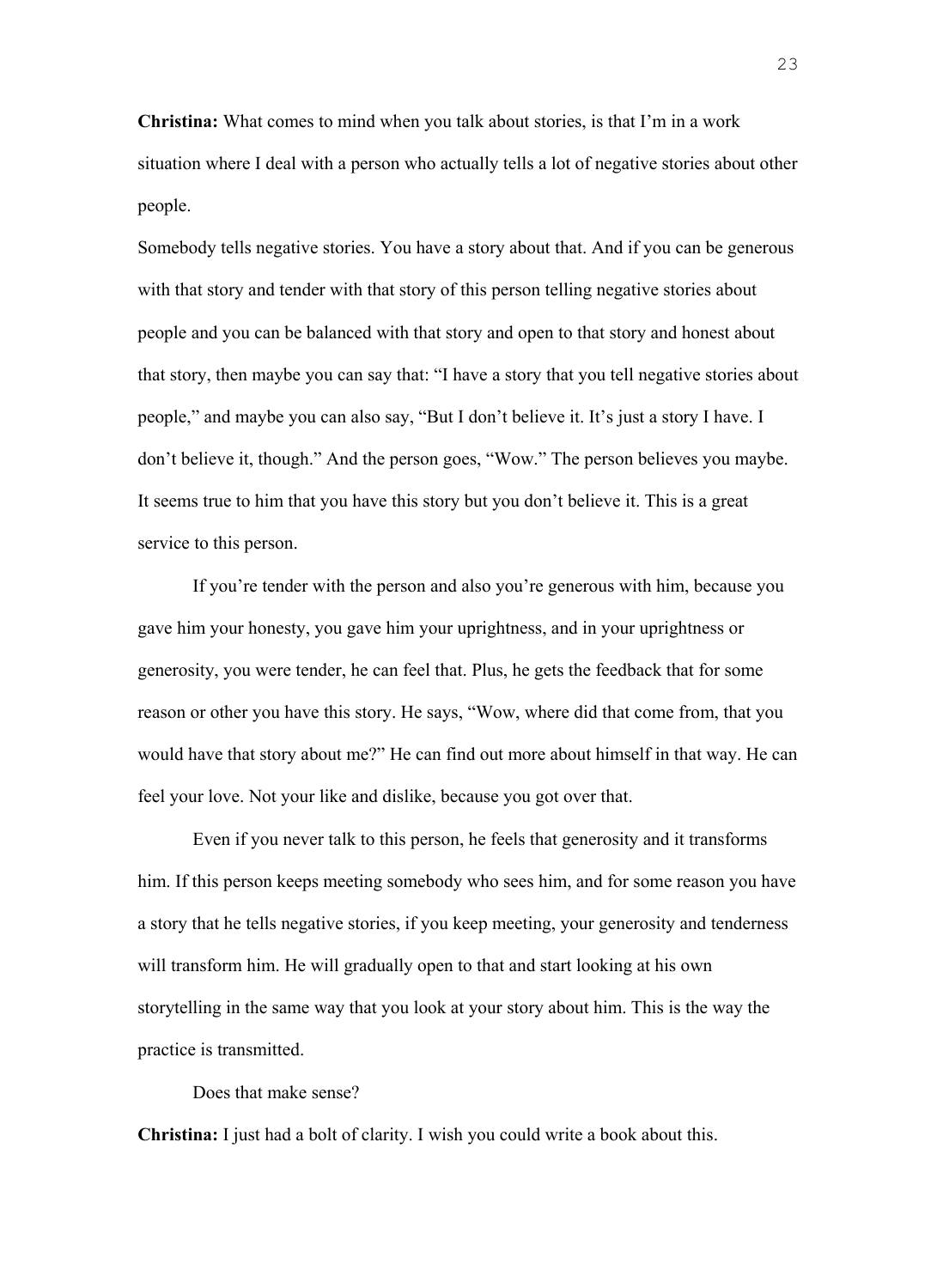**Christina:** What comes to mind when you talk about stories, is that I'm in a work situation where I deal with a person who actually tells a lot of negative stories about other people.

Somebody tells negative stories. You have a story about that. And if you can be generous with that story and tender with that story of this person telling negative stories about people and you can be balanced with that story and open to that story and honest about that story, then maybe you can say that: "I have a story that you tell negative stories about people," and maybe you can also say, "But I don't believe it. It's just a story I have. I don't believe it, though." And the person goes, "Wow." The person believes you maybe. It seems true to him that you have this story but you don't believe it. This is a great service to this person.

If you're tender with the person and also you're generous with him, because you gave him your honesty, you gave him your uprightness, and in your uprightness or generosity, you were tender, he can feel that. Plus, he gets the feedback that for some reason or other you have this story. He says, "Wow, where did that come from, that you would have that story about me?" He can find out more about himself in that way. He can feel your love. Not your like and dislike, because you got over that.

Even if you never talk to this person, he feels that generosity and it transforms him. If this person keeps meeting somebody who sees him, and for some reason you have a story that he tells negative stories, if you keep meeting, your generosity and tenderness will transform him. He will gradually open to that and start looking at his own storytelling in the same way that you look at your story about him. This is the way the practice is transmitted.

Does that make sense?

**Christina:** I just had a bolt of clarity. I wish you could write a book about this.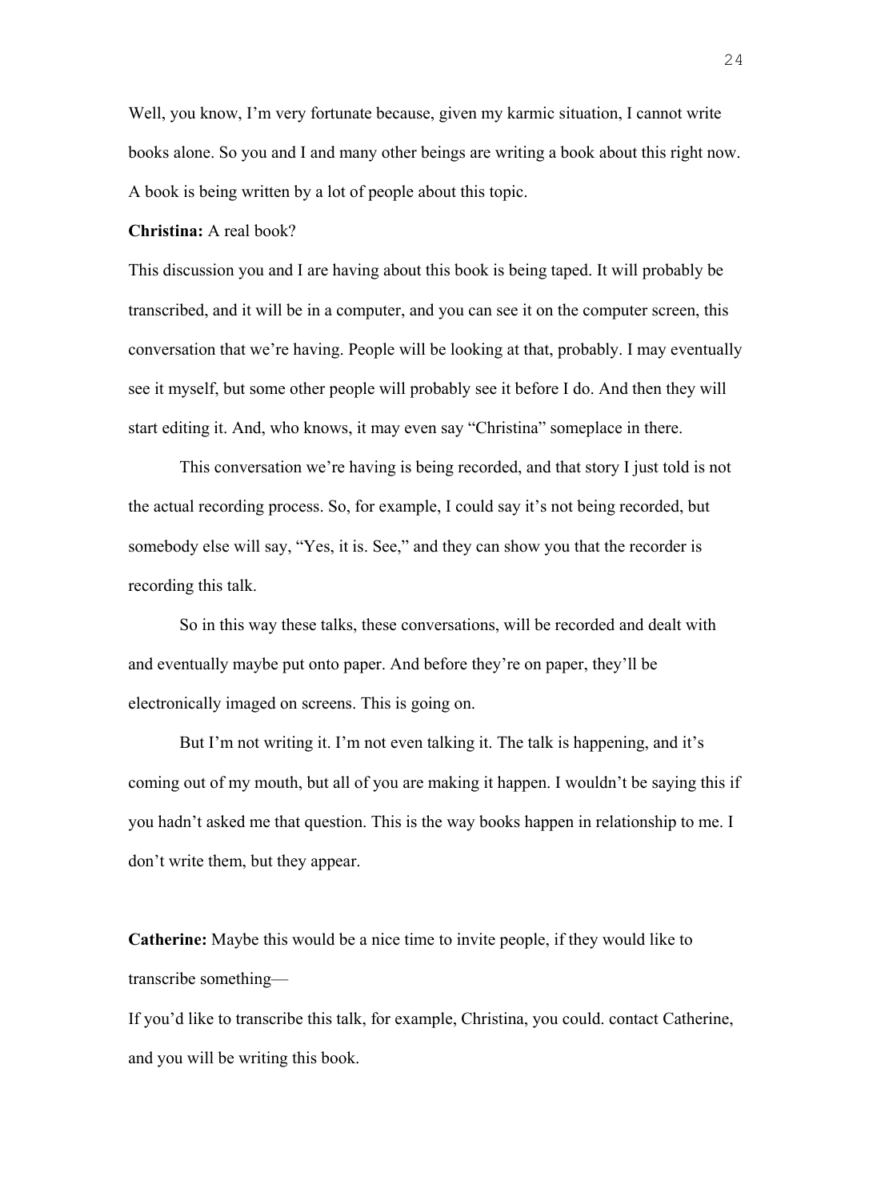Well, you know, I'm very fortunate because, given my karmic situation, I cannot write books alone. So you and I and many other beings are writing a book about this right now. A book is being written by a lot of people about this topic.

**Christina:** A real book?

This discussion you and I are having about this book is being taped. It will probably be transcribed, and it will be in a computer, and you can see it on the computer screen, this conversation that we're having. People will be looking at that, probably. I may eventually see it myself, but some other people will probably see it before I do. And then they will start editing it. And, who knows, it may even say "Christina" someplace in there.

This conversation we're having is being recorded, and that story I just told is not the actual recording process. So, for example, I could say it's not being recorded, but somebody else will say, "Yes, it is. See," and they can show you that the recorder is recording this talk.

So in this way these talks, these conversations, will be recorded and dealt with and eventually maybe put onto paper. And before they're on paper, they'll be electronically imaged on screens. This is going on.

But I'm not writing it. I'm not even talking it. The talk is happening, and it's coming out of my mouth, but all of you are making it happen. I wouldn't be saying this if you hadn't asked me that question. This is the way books happen in relationship to me. I don't write them, but they appear.

**Catherine:** Maybe this would be a nice time to invite people, if they would like to transcribe something—

If you'd like to transcribe this talk, for example, Christina, you could. contact Catherine, and you will be writing this book.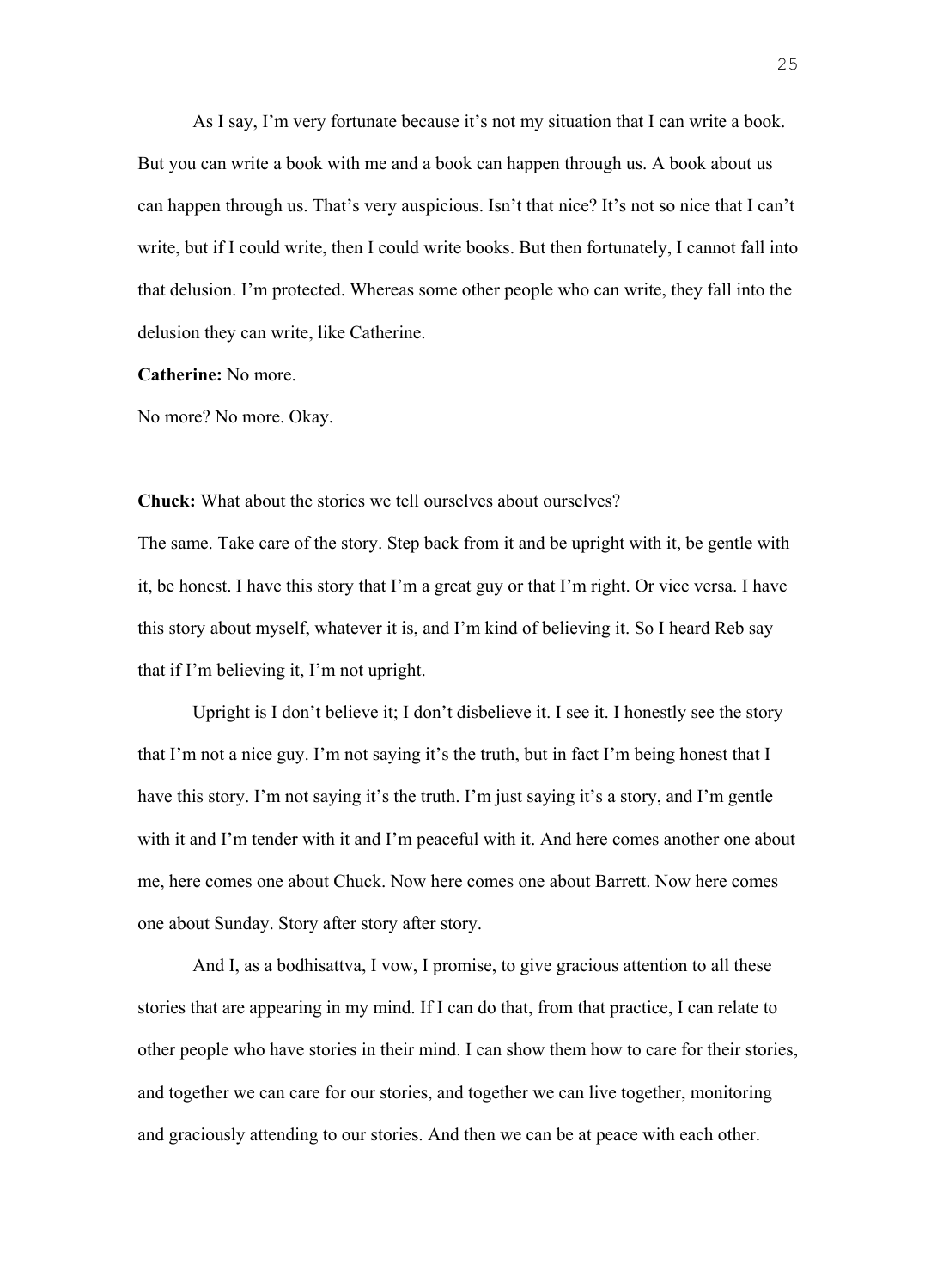As I say, I'm very fortunate because it's not my situation that I can write a book. But you can write a book with me and a book can happen through us. A book about us can happen through us. That's very auspicious. Isn't that nice? It's not so nice that I can't write, but if I could write, then I could write books. But then fortunately, I cannot fall into that delusion. I'm protected. Whereas some other people who can write, they fall into the delusion they can write, like Catherine.

**Catherine:** No more.

No more? No more. Okay.

**Chuck:** What about the stories we tell ourselves about ourselves?

The same. Take care of the story. Step back from it and be upright with it, be gentle with it, be honest. I have this story that I'm a great guy or that I'm right. Or vice versa. I have this story about myself, whatever it is, and I'm kind of believing it. So I heard Reb say that if I'm believing it, I'm not upright.

Upright is I don't believe it; I don't disbelieve it. I see it. I honestly see the story that I'm not a nice guy. I'm not saying it's the truth, but in fact I'm being honest that I have this story. I'm not saying it's the truth. I'm just saying it's a story, and I'm gentle with it and I'm tender with it and I'm peaceful with it. And here comes another one about me, here comes one about Chuck. Now here comes one about Barrett. Now here comes one about Sunday. Story after story after story.

And I, as a bodhisattva, I vow, I promise, to give gracious attention to all these stories that are appearing in my mind. If I can do that, from that practice, I can relate to other people who have stories in their mind. I can show them how to care for their stories, and together we can care for our stories, and together we can live together, monitoring and graciously attending to our stories. And then we can be at peace with each other.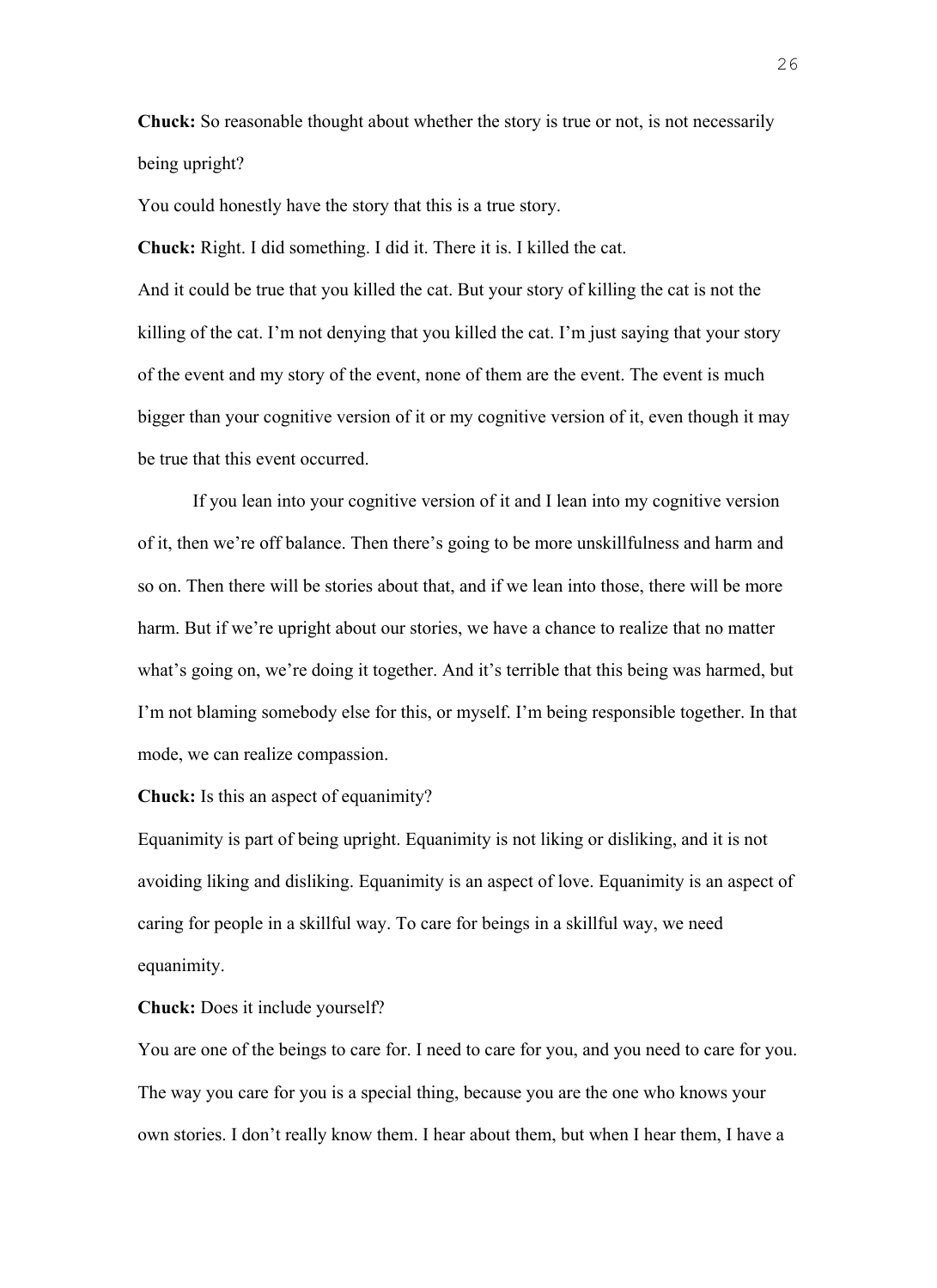**Chuck:** So reasonable thought about whether the story is true or not, is not necessarily being upright?

You could honestly have the story that this is a true story.

**Chuck:** Right. I did something. I did it. There it is. I killed the cat.

And it could be true that you killed the cat. But your story of killing the cat is not the killing of the cat. I'm not denying that you killed the cat. I'm just saying that your story of the event and my story of the event, none of them are the event. The event is much bigger than your cognitive version of it or my cognitive version of it, even though it may be true that this event occurred.

If you lean into your cognitive version of it and I lean into my cognitive version of it, then we're off balance. Then there's going to be more unskillfulness and harm and so on. Then there will be stories about that, and if we lean into those, there will be more harm. But if we're upright about our stories, we have a chance to realize that no matter what's going on, we're doing it together. And it's terrible that this being was harmed, but I'm not blaming somebody else for this, or myself. I'm being responsible together. In that mode, we can realize compassion.

**Chuck:** Is this an aspect of equanimity?

Equanimity is part of being upright. Equanimity is not liking or disliking, and it is not avoiding liking and disliking. Equanimity is an aspect of love. Equanimity is an aspect of caring for people in a skillful way. To care for beings in a skillful way, we need equanimity.

**Chuck:** Does it include yourself?

You are one of the beings to care for. I need to care for you, and you need to care for you. The way you care for you is a special thing, because you are the one who knows your own stories. I don't really know them. I hear about them, but when I hear them, I have a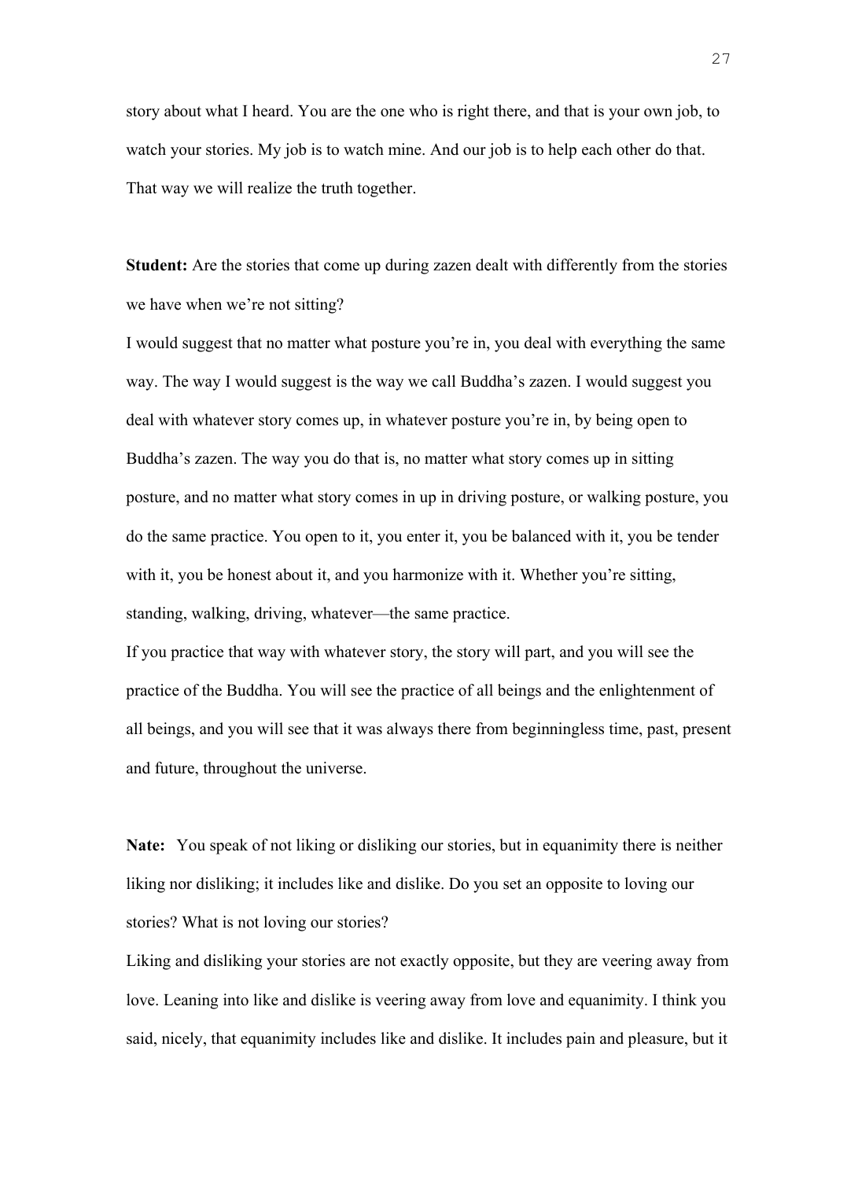story about what I heard. You are the one who is right there, and that is your own job, to watch your stories. My job is to watch mine. And our job is to help each other do that. That way we will realize the truth together.

**Student:** Are the stories that come up during zazen dealt with differently from the stories we have when we're not sitting?

I would suggest that no matter what posture you're in, you deal with everything the same way. The way I would suggest is the way we call Buddha's zazen. I would suggest you deal with whatever story comes up, in whatever posture you're in, by being open to Buddha's zazen. The way you do that is, no matter what story comes up in sitting posture, and no matter what story comes in up in driving posture, or walking posture, you do the same practice. You open to it, you enter it, you be balanced with it, you be tender with it, you be honest about it, and you harmonize with it. Whether you're sitting, standing, walking, driving, whatever—the same practice.

If you practice that way with whatever story, the story will part, and you will see the practice of the Buddha. You will see the practice of all beings and the enlightenment of all beings, and you will see that it was always there from beginningless time, past, present and future, throughout the universe.

**Nate:** You speak of not liking or disliking our stories, but in equanimity there is neither liking nor disliking; it includes like and dislike. Do you set an opposite to loving our stories? What is not loving our stories?

Liking and disliking your stories are not exactly opposite, but they are veering away from love. Leaning into like and dislike is veering away from love and equanimity. I think you said, nicely, that equanimity includes like and dislike. It includes pain and pleasure, but it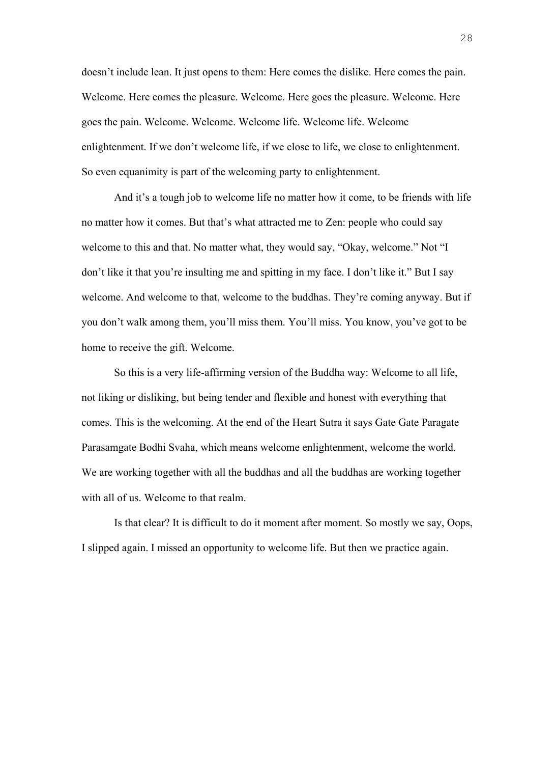doesn't include lean. It just opens to them: Here comes the dislike. Here comes the pain. Welcome. Here comes the pleasure. Welcome. Here goes the pleasure. Welcome. Here goes the pain. Welcome. Welcome. Welcome life. Welcome life. Welcome enlightenment. If we don't welcome life, if we close to life, we close to enlightenment. So even equanimity is part of the welcoming party to enlightenment.

And it's a tough job to welcome life no matter how it come, to be friends with life no matter how it comes. But that's what attracted me to Zen: people who could say welcome to this and that. No matter what, they would say, "Okay, welcome." Not "I don't like it that you're insulting me and spitting in my face. I don't like it." But I say welcome. And welcome to that, welcome to the buddhas. They're coming anyway. But if you don't walk among them, you'll miss them. You'll miss. You know, you've got to be home to receive the gift. Welcome.

So this is a very life-affirming version of the Buddha way: Welcome to all life, not liking or disliking, but being tender and flexible and honest with everything that comes. This is the welcoming. At the end of the Heart Sutra it says Gate Gate Paragate Parasamgate Bodhi Svaha, which means welcome enlightenment, welcome the world. We are working together with all the buddhas and all the buddhas are working together with all of us. Welcome to that realm.

Is that clear? It is difficult to do it moment after moment. So mostly we say, Oops, I slipped again. I missed an opportunity to welcome life. But then we practice again.